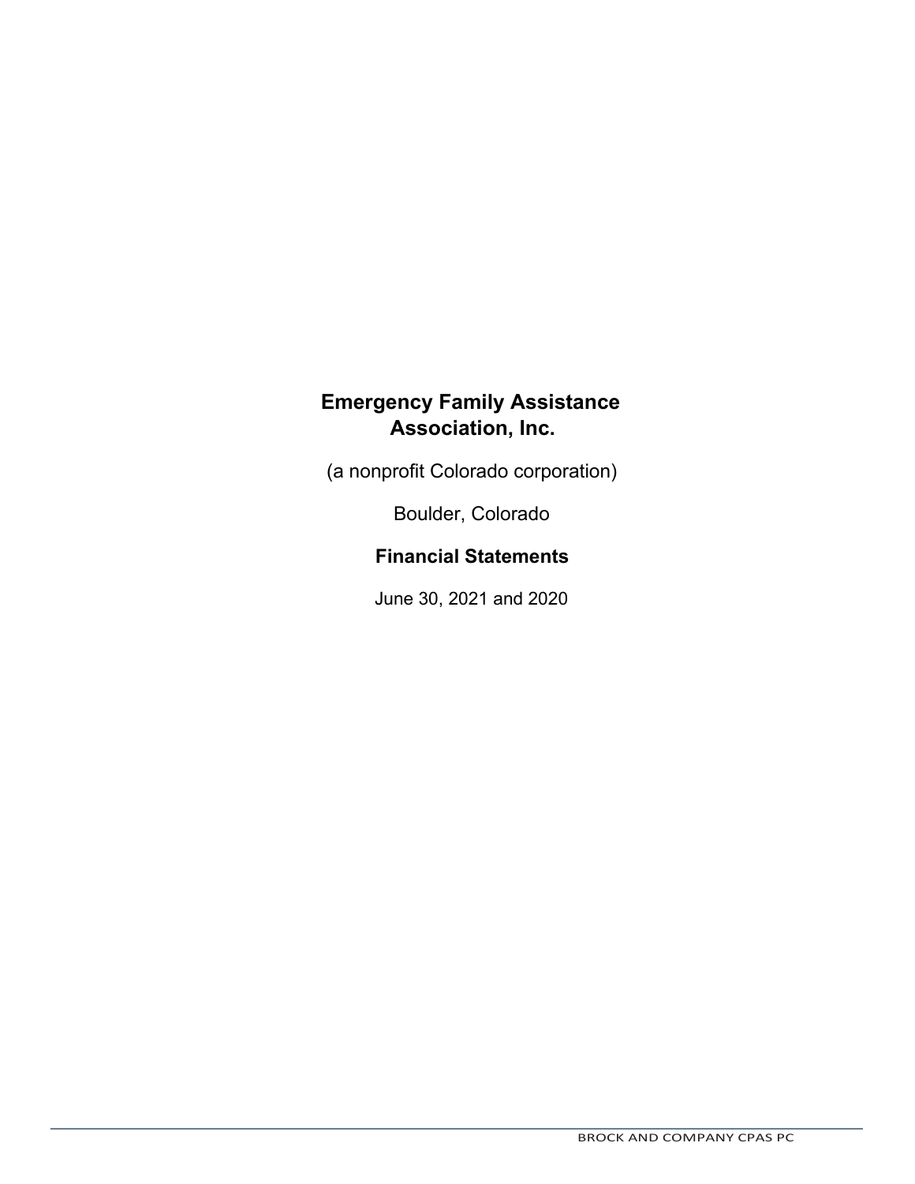# Emergency Family Assistance Association, Inc.

(a nonprofit Colorado corporation)

Boulder, Colorado

## Financial Statements

June 30, 2021 and 2020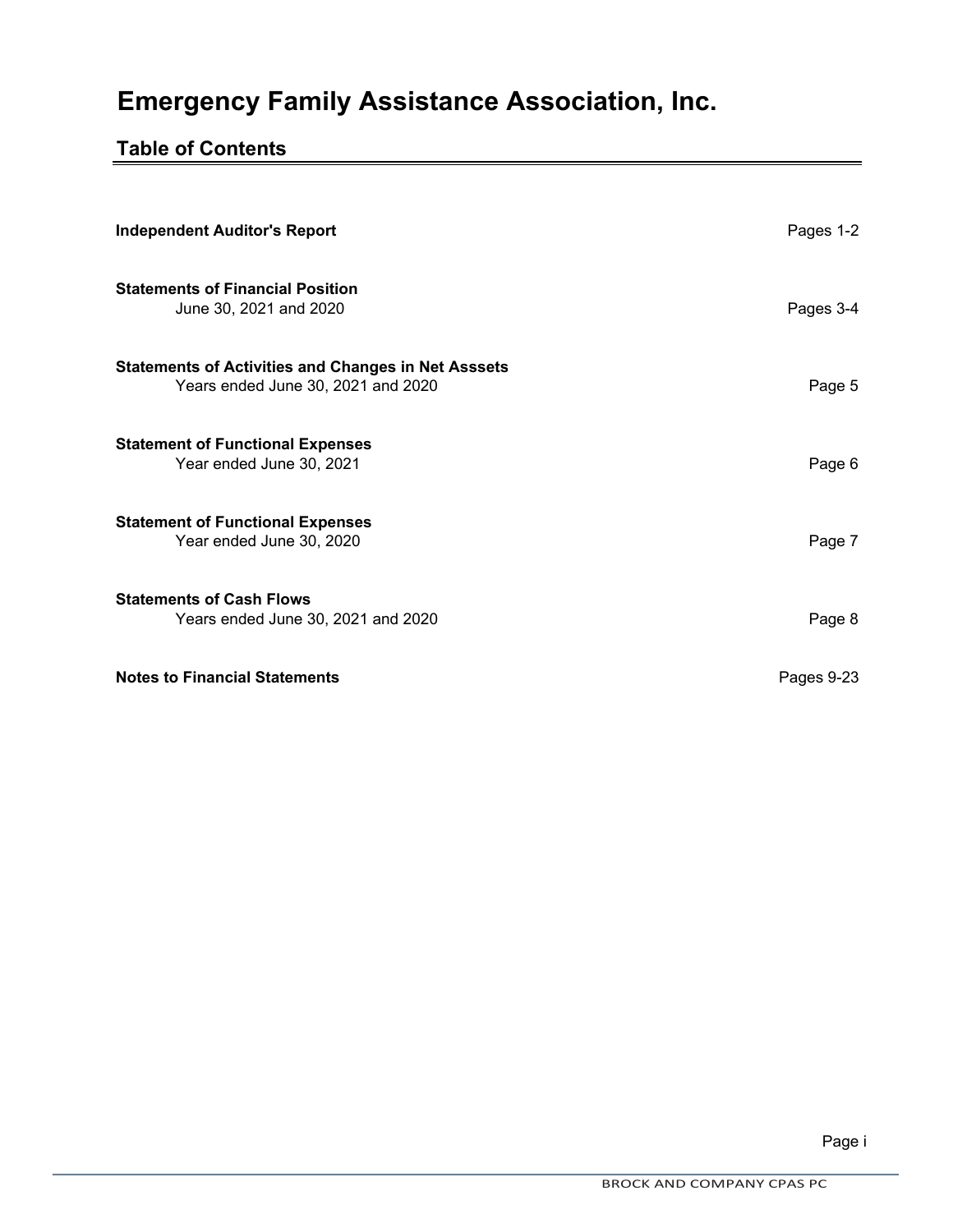# Emergency Family Assistance Association, Inc.

## Table of Contents

| | |
|---|---|
| **Independent Auditor's Report** | Pages 1-2 |
| **Statements of Financial Position**<br>June 30, 2021 and 2020 | Pages 3-4 |
| **Statements of Activities and Changes in Net Asssets**<br>Years ended June 30, 2021 and 2020 | Page 5 |
| **Statement of Functional Expenses**<br>Year ended June 30, 2021 | Page 6 |
| **Statement of Functional Expenses**<br>Year ended June 30, 2020 | Page 7 |
| **Statements of Cash Flows**<br>Years ended June 30, 2021 and 2020 | Page 8 |
| **Notes to Financial Statements** | Pages 9-23 |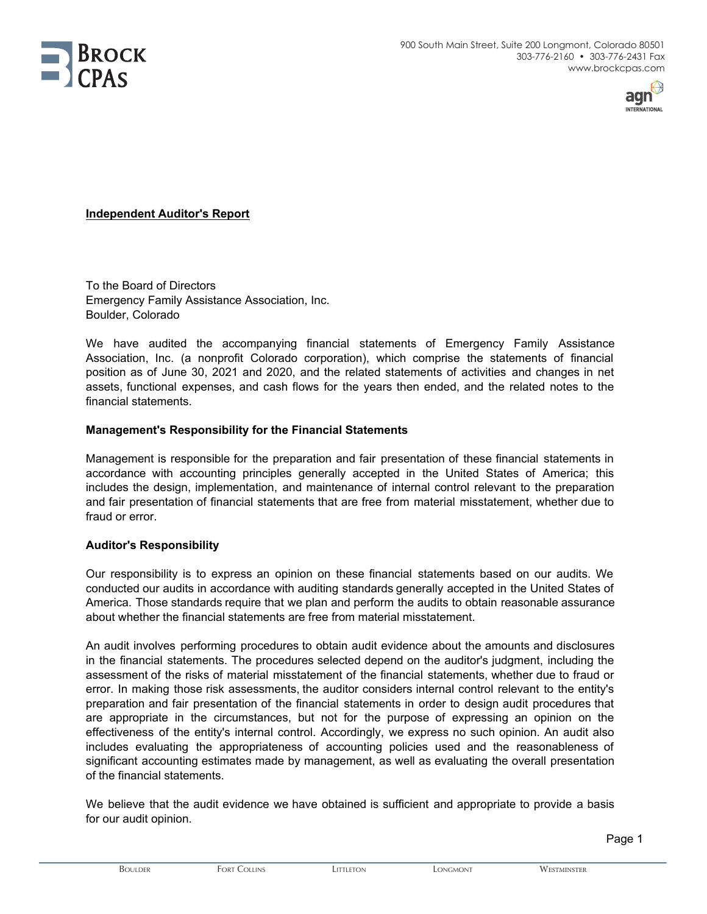**Independent Auditor's Report**

To the Board of Directors
Emergency Family Assistance Association, Inc.
Boulder, Colorado

We have audited the accompanying financial statements of Emergency Family Assistance Association, Inc. (a nonprofit Colorado corporation), which comprise the statements of financial position as of June 30, 2021 and 2020, and the related statements of activities and changes in net assets, functional expenses, and cash flows for the years then ended, and the related notes to the financial statements.

**Management's Responsibility for the Financial Statements**

Management is responsible for the preparation and fair presentation of these financial statements in accordance with accounting principles generally accepted in the United States of America; this includes the design, implementation, and maintenance of internal control relevant to the preparation and fair presentation of financial statements that are free from material misstatement, whether due to fraud or error.

**Auditor's Responsibility**

Our responsibility is to express an opinion on these financial statements based on our audits. We conducted our audits in accordance with auditing standards generally accepted in the United States of America. Those standards require that we plan and perform the audits to obtain reasonable assurance about whether the financial statements are free from material misstatement.

An audit involves performing procedures to obtain audit evidence about the amounts and disclosures in the financial statements. The procedures selected depend on the auditor's judgment, including the assessment of the risks of material misstatement of the financial statements, whether due to fraud or error. In making those risk assessments, the auditor considers internal control relevant to the entity's preparation and fair presentation of the financial statements in order to design audit procedures that are appropriate in the circumstances, but not for the purpose of expressing an opinion on the effectiveness of the entity's internal control. Accordingly, we express no such opinion. An audit also includes evaluating the appropriateness of accounting policies used and the reasonableness of significant accounting estimates made by management, as well as evaluating the overall presentation of the financial statements.

We believe that the audit evidence we have obtained is sufficient and appropriate to provide a basis for our audit opinion.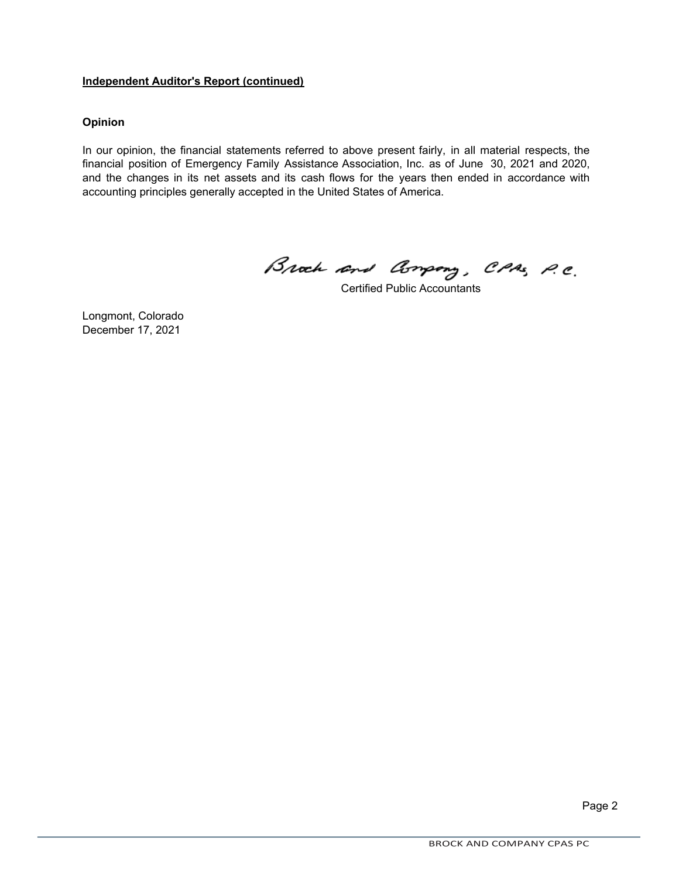**Independent Auditor's Report (continued)**

**Opinion**

In our opinion, the financial statements referred to above present fairly, in all material respects, the financial position of Emergency Family Assistance Association, Inc. as of June 30, 2021 and 2020, and the changes in its net assets and its cash flows for the years then ended in accordance with accounting principles generally accepted in the United States of America.

Brock and Company, CPAs, P.C.

Certified Public Accountants

Longmont, Colorado
December 17, 2021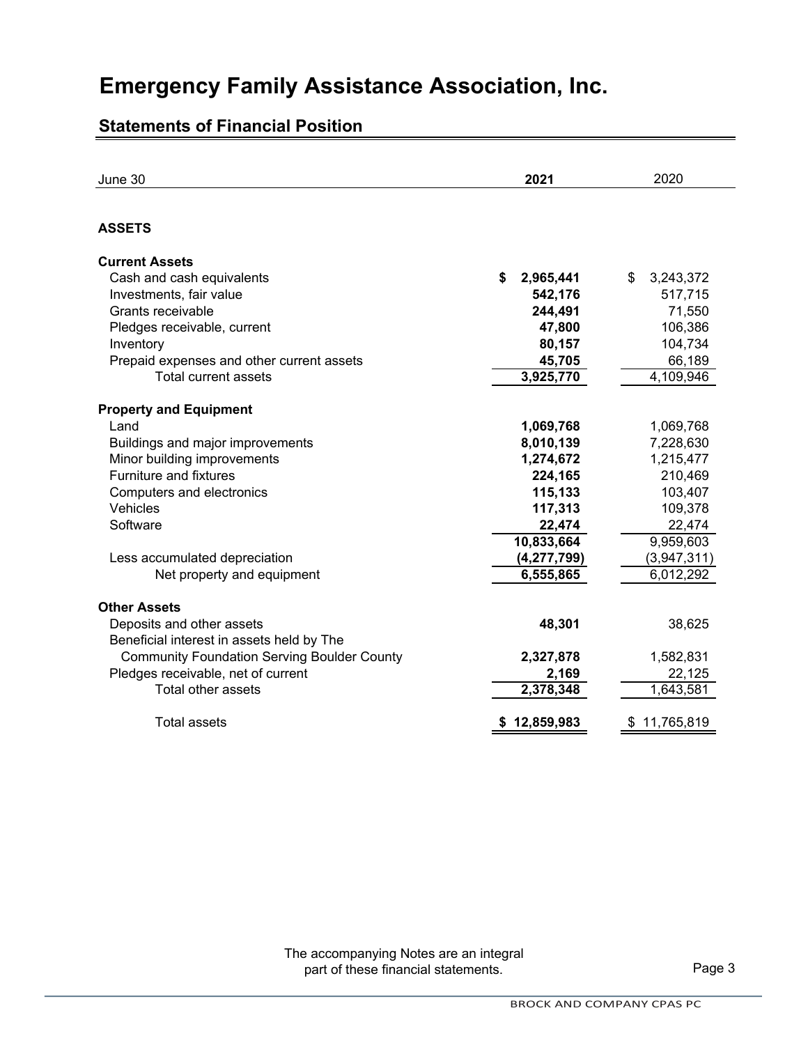# Emergency Family Assistance Association, Inc.

## Statements of Financial Position

| June 30 | **2021** | 2020 |
|---|---|---|
| **ASSETS** | | |
| **Current Assets** | | |
| Cash and cash equivalents | **$ 2,965,441** | $ 3,243,372 |
| Investments, fair value | **542,176** | 517,715 |
| Grants receivable | **244,491** | 71,550 |
| Pledges receivable, current | **47,800** | 106,386 |
| Inventory | **80,157** | 104,734 |
| Prepaid expenses and other current assets | **45,705** | 66,189 |
| Total current assets | **3,925,770** | 4,109,946 |
| **Property and Equipment** | | |
| Land | **1,069,768** | 1,069,768 |
| Buildings and major improvements | **8,010,139** | 7,228,630 |
| Minor building improvements | **1,274,672** | 1,215,477 |
| Furniture and fixtures | **224,165** | 210,469 |
| Computers and electronics | **115,133** | 103,407 |
| Vehicles | **117,313** | 109,378 |
| Software | **22,474** | 22,474 |
| | **10,833,664** | 9,959,603 |
| Less accumulated depreciation | **(4,277,799)** | (3,947,311) |
| Net property and equipment | **6,555,865** | 6,012,292 |
| **Other Assets** | | |
| Deposits and other assets | **48,301** | 38,625 |
| Beneficial interest in assets held by The Community Foundation Serving Boulder County | **2,327,878** | 1,582,831 |
| Pledges receivable, net of current | **2,169** | 22,125 |
| Total other assets | **2,378,348** | 1,643,581 |
| Total assets | **$ 12,859,983** | $ 11,765,819 |

The accompanying Notes are an integral part of these financial statements.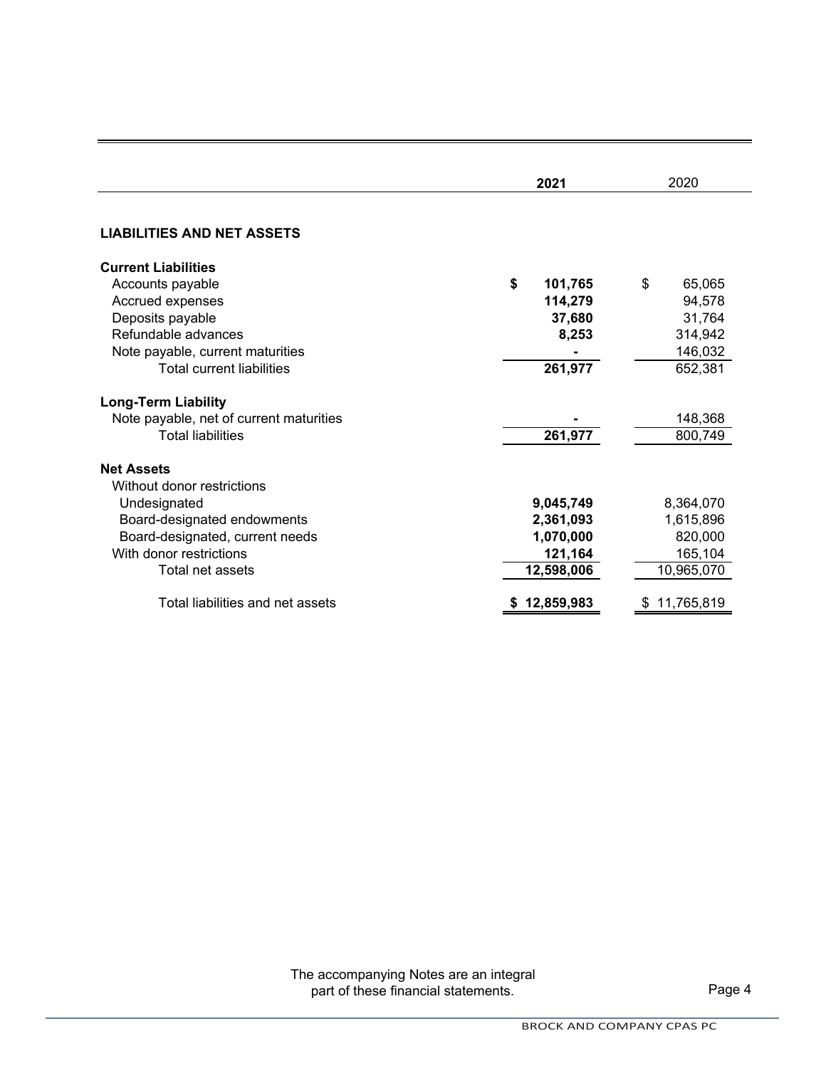| | 2021 | 2020 |
|---|---|---|
| **LIABILITIES AND NET ASSETS** | | |
| **Current Liabilities** | | |
| Accounts payable | **$ 101,765** | $ 65,065 |
| Accrued expenses | **114,279** | 94,578 |
| Deposits payable | **37,680** | 31,764 |
| Refundable advances | **8,253** | 314,942 |
| Note payable, current maturities | **-** | 146,032 |
| Total current liabilities | **261,977** | 652,381 |
| **Long-Term Liability** | | |
| Note payable, net of current maturities | **-** | 148,368 |
| Total liabilities | **261,977** | 800,749 |
| **Net Assets** | | |
| Without donor restrictions | | |
| Undesignated | **9,045,749** | 8,364,070 |
| Board-designated endowments | **2,361,093** | 1,615,896 |
| Board-designated, current needs | **1,070,000** | 820,000 |
| With donor restrictions | **121,164** | 165,104 |
| Total net assets | **12,598,006** | 10,965,070 |
| Total liabilities and net assets | **$ 12,859,983** | $ 11,765,819 |

The accompanying Notes are an integral part of these financial statements.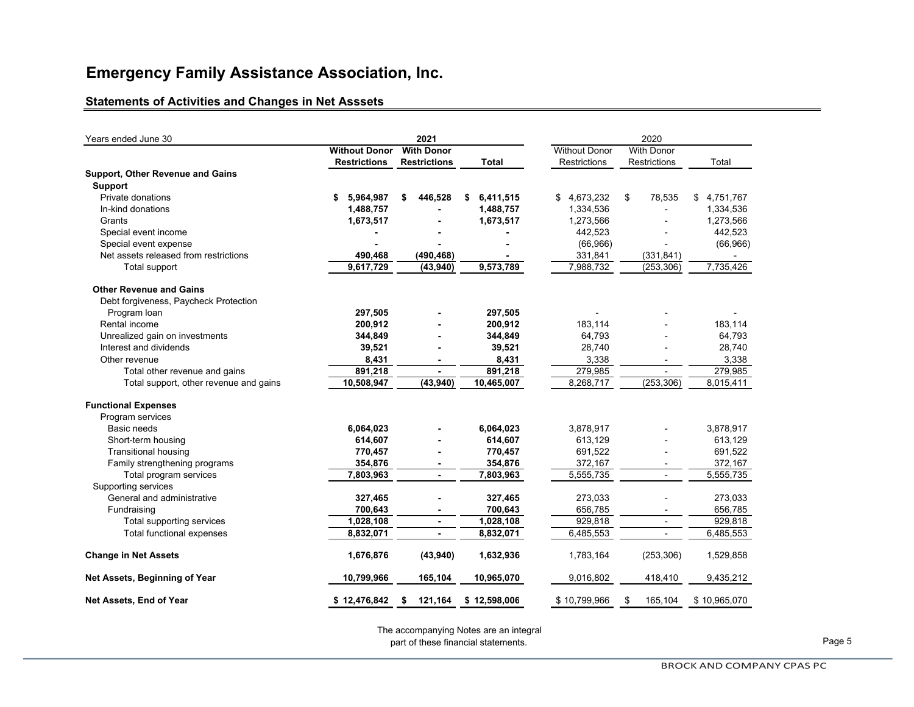# Emergency Family Assistance Association, Inc.

## Statements of Activities and Changes in Net Asssets

| Years ended June 30 | 2021 | | | 2020 | | |
|---|---|---|---|---|---|---|
| | **Without Donor Restrictions** | **With Donor Restrictions** | **Total** | Without Donor Restrictions | With Donor Restrictions | Total |
| **Support, Other Revenue and Gains** | | | | | | |
| **Support** | | | | | | |
| Private donations | **$ 5,964,987** | **$ 446,528** | **$ 6,411,515** | $ 4,673,232 | $ 78,535 | $ 4,751,767 |
| In-kind donations | **1,488,757** | **-** | **1,488,757** | 1,334,536 | - | 1,334,536 |
| Grants | **1,673,517** | **-** | **1,673,517** | 1,273,566 | - | 1,273,566 |
| Special event income | **-** | **-** | **-** | 442,523 | - | 442,523 |
| Special event expense | **-** | **-** | **-** | (66,966) | - | (66,966) |
| Net assets released from restrictions | **490,468** | **(490,468)** | **-** | 331,841 | (331,841) | - |
| Total support | **9,617,729** | **(43,940)** | **9,573,789** | 7,988,732 | (253,306) | 7,735,426 |
| **Other Revenue and Gains** | | | | | | |
| Debt forgiveness, Paycheck Protection Program loan | **297,505** | **-** | **297,505** | - | - | - |
| Rental income | **200,912** | **-** | **200,912** | 183,114 | - | 183,114 |
| Unrealized gain on investments | **344,849** | **-** | **344,849** | 64,793 | - | 64,793 |
| Interest and dividends | **39,521** | **-** | **39,521** | 28,740 | - | 28,740 |
| Other revenue | **8,431** | **-** | **8,431** | 3,338 | - | 3,338 |
| Total other revenue and gains | **891,218** | **-** | **891,218** | 279,985 | - | 279,985 |
| Total support, other revenue and gains | **10,508,947** | **(43,940)** | **10,465,007** | 8,268,717 | (253,306) | 8,015,411 |
| **Functional Expenses** | | | | | | |
| Program services | | | | | | |
| Basic needs | **6,064,023** | **-** | **6,064,023** | 3,878,917 | - | 3,878,917 |
| Short-term housing | **614,607** | **-** | **614,607** | 613,129 | - | 613,129 |
| Transitional housing | **770,457** | **-** | **770,457** | 691,522 | - | 691,522 |
| Family strengthening programs | **354,876** | **-** | **354,876** | 372,167 | - | 372,167 |
| Total program services | **7,803,963** | **-** | **7,803,963** | 5,555,735 | - | 5,555,735 |
| Supporting services | | | | | | |
| General and administrative | **327,465** | **-** | **327,465** | 273,033 | - | 273,033 |
| Fundraising | **700,643** | **-** | **700,643** | 656,785 | - | 656,785 |
| Total supporting services | **1,028,108** | **-** | **1,028,108** | 929,818 | - | 929,818 |
| Total functional expenses | **8,832,071** | **-** | **8,832,071** | 6,485,553 | - | 6,485,553 |
| **Change in Net Assets** | **1,676,876** | **(43,940)** | **1,632,936** | 1,783,164 | (253,306) | 1,529,858 |
| **Net Assets, Beginning of Year** | **10,799,966** | **165,104** | **10,965,070** | 9,016,802 | 418,410 | 9,435,212 |
| **Net Assets, End of Year** | **$ 12,476,842** | **$ 121,164** | **$ 12,598,006** | $ 10,799,966 | $ 165,104 | $ 10,965,070 |

The accompanying Notes are an integral part of these financial statements.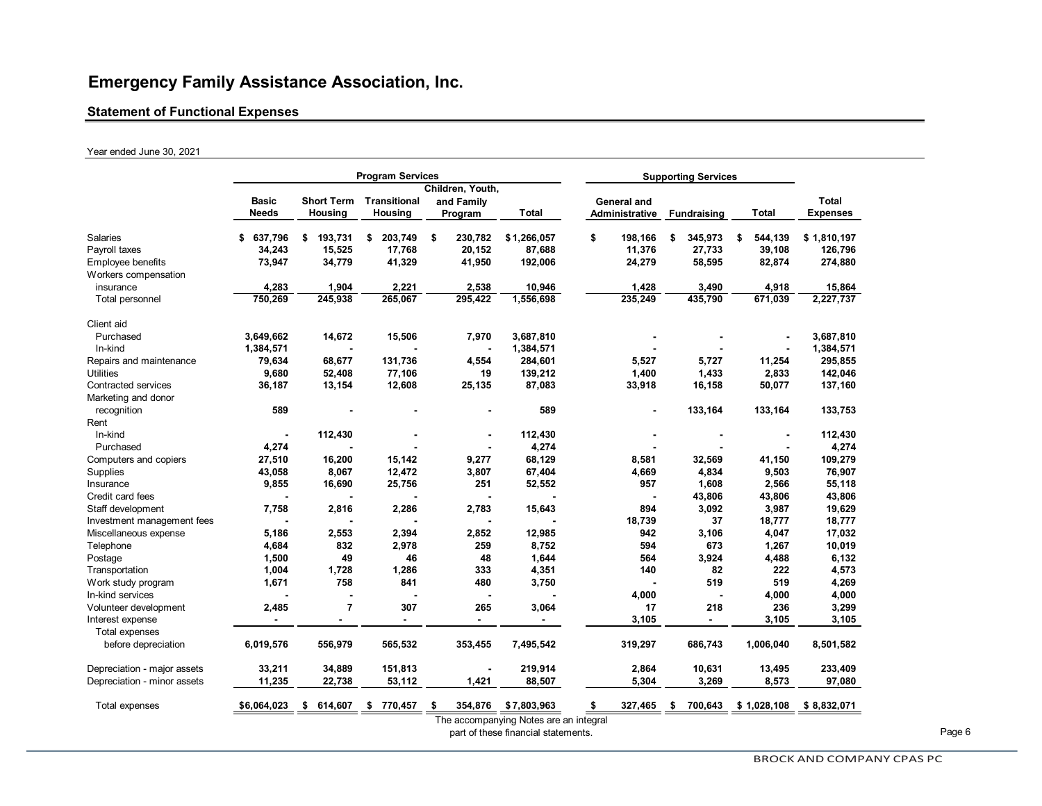# Emergency Family Assistance Association, Inc.

## Statement of Functional Expenses

Year ended June 30, 2021

| | Program Services | | | | | Supporting Services | | | |
|---|---|---|---|---|---|---|---|---|---|
| | Basic Needs | Short Term Housing | Transitional Housing | Children, Youth, and Family Program | Total | General and Administrative | Fundraising | Total | Total Expenses |
| Salaries | $ 637,796 | $ 193,731 | $ 203,749 | $ 230,782 | $ 1,266,057 | $ 198,166 | $ 345,973 | $ 544,139 | $ 1,810,197 |
| Payroll taxes | 34,243 | 15,525 | 17,768 | 20,152 | 87,688 | 11,376 | 27,733 | 39,108 | 126,796 |
| Employee benefits | 73,947 | 34,779 | 41,329 | 41,950 | 192,006 | 24,279 | 58,595 | 82,874 | 274,880 |
| Workers compensation insurance | 4,283 | 1,904 | 2,221 | 2,538 | 10,946 | 1,428 | 3,490 | 4,918 | 15,864 |
| Total personnel | 750,269 | 245,938 | 265,067 | 295,422 | 1,556,698 | 235,249 | 435,790 | 671,039 | 2,227,737 |
| Client aid | | | | | | | | | |
| Purchased | 3,649,662 | 14,672 | 15,506 | 7,970 | 3,687,810 | - | - | - | 3,687,810 |
| In-kind | 1,384,571 | - | - | - | 1,384,571 | - | - | - | 1,384,571 |
| Repairs and maintenance | 79,634 | 68,677 | 131,736 | 4,554 | 284,601 | 5,527 | 5,727 | 11,254 | 295,855 |
| Utilities | 9,680 | 52,408 | 77,106 | 19 | 139,212 | 1,400 | 1,433 | 2,833 | 142,046 |
| Contracted services | 36,187 | 13,154 | 12,608 | 25,135 | 87,083 | 33,918 | 16,158 | 50,077 | 137,160 |
| Marketing and donor recognition | 589 | - | - | - | 589 | - | 133,164 | 133,164 | 133,753 |
| Rent | | | | | | | | | |
| In-kind | - | 112,430 | - | - | 112,430 | - | - | - | 112,430 |
| Purchased | 4,274 | - | - | - | 4,274 | - | - | - | 4,274 |
| Computers and copiers | 27,510 | 16,200 | 15,142 | 9,277 | 68,129 | 8,581 | 32,569 | 41,150 | 109,279 |
| Supplies | 43,058 | 8,067 | 12,472 | 3,807 | 67,404 | 4,669 | 4,834 | 9,503 | 76,907 |
| Insurance | 9,855 | 16,690 | 25,756 | 251 | 52,552 | 957 | 1,608 | 2,566 | 55,118 |
| Credit card fees | - | - | - | - | - | - | 43,806 | 43,806 | 43,806 |
| Staff development | 7,758 | 2,816 | 2,286 | 2,783 | 15,643 | 894 | 3,092 | 3,987 | 19,629 |
| Investment management fees | - | - | - | - | - | 18,739 | 37 | 18,777 | 18,777 |
| Miscellaneous expense | 5,186 | 2,553 | 2,394 | 2,852 | 12,985 | 942 | 3,106 | 4,047 | 17,032 |
| Telephone | 4,684 | 832 | 2,978 | 259 | 8,752 | 594 | 673 | 1,267 | 10,019 |
| Postage | 1,500 | 49 | 46 | 48 | 1,644 | 564 | 3,924 | 4,488 | 6,132 |
| Transportation | 1,004 | 1,728 | 1,286 | 333 | 4,351 | 140 | 82 | 222 | 4,573 |
| Work study program | 1,671 | 758 | 841 | 480 | 3,750 | - | 519 | 519 | 4,269 |
| In-kind services | - | - | - | - | - | 4,000 | - | 4,000 | 4,000 |
| Volunteer development | 2,485 | 7 | 307 | 265 | 3,064 | 17 | 218 | 236 | 3,299 |
| Interest expense | - | - | - | - | - | 3,105 | - | 3,105 | 3,105 |
| Total expenses before depreciation | 6,019,576 | 556,979 | 565,532 | 353,455 | 7,495,542 | 319,297 | 686,743 | 1,006,040 | 8,501,582 |
| Depreciation - major assets | 33,211 | 34,889 | 151,813 | - | 219,914 | 2,864 | 10,631 | 13,495 | 233,409 |
| Depreciation - minor assets | 11,235 | 22,738 | 53,112 | 1,421 | 88,507 | 5,304 | 3,269 | 8,573 | 97,080 |
| Total expenses | $6,064,023 | $ 614,607 | $ 770,457 | $ 354,876 | $ 7,803,963 | $ 327,465 | $ 700,643 | $ 1,028,108 | $ 8,832,071 |

The accompanying Notes are an integral part of these financial statements.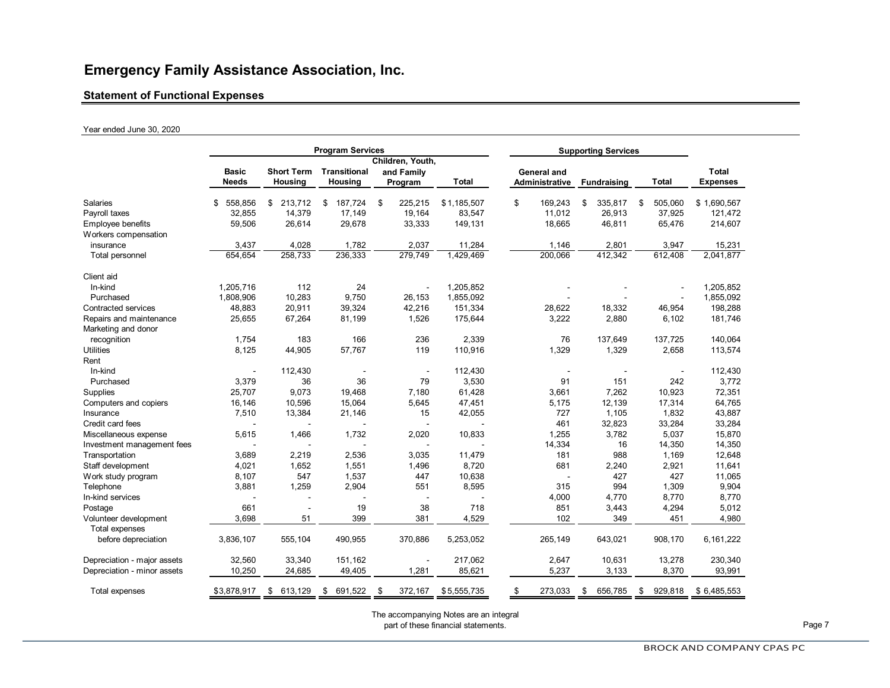# Emergency Family Assistance Association, Inc.

## Statement of Functional Expenses

Year ended June 30, 2020

| | Program Services | | | | | Supporting Services | | | |
|---|---|---|---|---|---|---|---|---|---|
| | Basic Needs | Short Term Housing | Transitional Housing | Children, Youth, and Family Program | Total | General and Administrative | Fundraising | Total | Total Expenses |
| Salaries | $ 558,856 | $ 213,712 | $ 187,724 | $ 225,215 | $ 1,185,507 | $ 169,243 | $ 335,817 | $ 505,060 | $ 1,690,567 |
| Payroll taxes | 32,855 | 14,379 | 17,149 | 19,164 | 83,547 | 11,012 | 26,913 | 37,925 | 121,472 |
| Employee benefits | 59,506 | 26,614 | 29,678 | 33,333 | 149,131 | 18,665 | 46,811 | 65,476 | 214,607 |
| Workers compensation insurance | 3,437 | 4,028 | 1,782 | 2,037 | 11,284 | 1,146 | 2,801 | 3,947 | 15,231 |
| Total personnel | 654,654 | 258,733 | 236,333 | 279,749 | 1,429,469 | 200,066 | 412,342 | 612,408 | 2,041,877 |
| Client aid | | | | | | | | | |
| In-kind | 1,205,716 | 112 | 24 | - | 1,205,852 | - | - | - | 1,205,852 |
| Purchased | 1,808,906 | 10,283 | 9,750 | 26,153 | 1,855,092 | - | - | - | 1,855,092 |
| Contracted services | 48,883 | 20,911 | 39,324 | 42,216 | 151,334 | 28,622 | 18,332 | 46,954 | 198,288 |
| Repairs and maintenance | 25,655 | 67,264 | 81,199 | 1,526 | 175,644 | 3,222 | 2,880 | 6,102 | 181,746 |
| Marketing and donor recognition | 1,754 | 183 | 166 | 236 | 2,339 | 76 | 137,649 | 137,725 | 140,064 |
| Utilities | 8,125 | 44,905 | 57,767 | 119 | 110,916 | 1,329 | 1,329 | 2,658 | 113,574 |
| Rent | | | | | | | | | |
| In-kind | - | 112,430 | - | - | 112,430 | - | - | - | 112,430 |
| Purchased | 3,379 | 36 | 36 | 79 | 3,530 | 91 | 151 | 242 | 3,772 |
| Supplies | 25,707 | 9,073 | 19,468 | 7,180 | 61,428 | 3,661 | 7,262 | 10,923 | 72,351 |
| Computers and copiers | 16,146 | 10,596 | 15,064 | 5,645 | 47,451 | 5,175 | 12,139 | 17,314 | 64,765 |
| Insurance | 7,510 | 13,384 | 21,146 | 15 | 42,055 | 727 | 1,105 | 1,832 | 43,887 |
| Credit card fees | - | - | - | - | - | 461 | 32,823 | 33,284 | 33,284 |
| Miscellaneous expense | 5,615 | 1,466 | 1,732 | 2,020 | 10,833 | 1,255 | 3,782 | 5,037 | 15,870 |
| Investment management fees | - | - | - | - | - | 14,334 | 16 | 14,350 | 14,350 |
| Transportation | 3,689 | 2,219 | 2,536 | 3,035 | 11,479 | 181 | 988 | 1,169 | 12,648 |
| Staff development | 4,021 | 1,652 | 1,551 | 1,496 | 8,720 | 681 | 2,240 | 2,921 | 11,641 |
| Work study program | 8,107 | 547 | 1,537 | 447 | 10,638 | - | 427 | 427 | 11,065 |
| Telephone | 3,881 | 1,259 | 2,904 | 551 | 8,595 | 315 | 994 | 1,309 | 9,904 |
| In-kind services | - | - | - | - | - | 4,000 | 4,770 | 8,770 | 8,770 |
| Postage | 661 | - | 19 | 38 | 718 | 851 | 3,443 | 4,294 | 5,012 |
| Volunteer development | 3,698 | 51 | 399 | 381 | 4,529 | 102 | 349 | 451 | 4,980 |
| Total expenses before depreciation | 3,836,107 | 555,104 | 490,955 | 370,886 | 5,253,052 | 265,149 | 643,021 | 908,170 | 6,161,222 |
| Depreciation - major assets | 32,560 | 33,340 | 151,162 | - | 217,062 | 2,647 | 10,631 | 13,278 | 230,340 |
| Depreciation - minor assets | 10,250 | 24,685 | 49,405 | 1,281 | 85,621 | 5,237 | 3,133 | 8,370 | 93,991 |
| Total expenses | $ 3,878,917 | $ 613,129 | $ 691,522 | $ 372,167 | $ 5,555,735 | $ 273,033 | $ 656,785 | $ 929,818 | $ 6,485,553 |

The accompanying Notes are an integral part of these financial statements.

BROCK AND COMPANY CPAS PC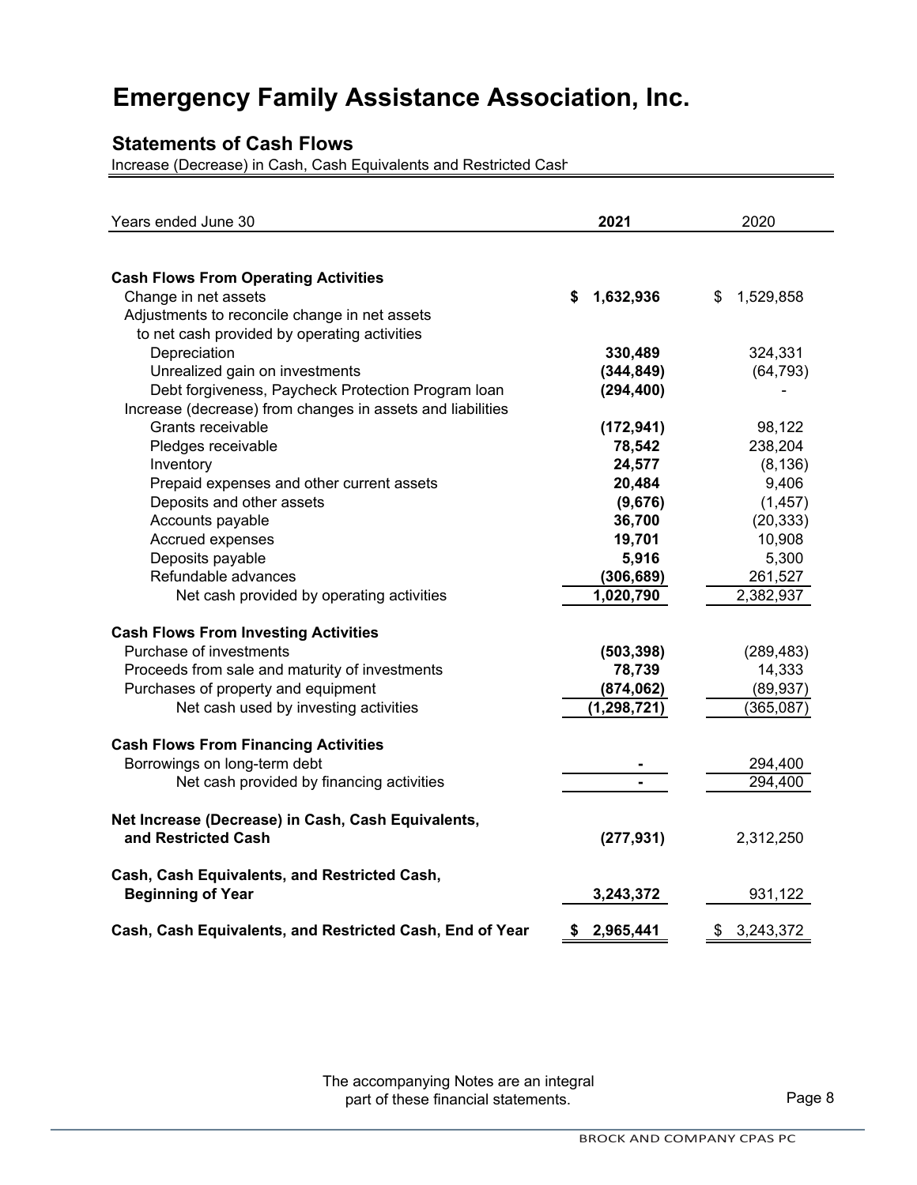# Emergency Family Assistance Association, Inc.

## Statements of Cash Flows

Increase (Decrease) in Cash, Cash Equivalents and Restricted Cash

| Years ended June 30 | 2021 | 2020 |
|---|---|---|
| **Cash Flows From Operating Activities** | | |
| Change in net assets | **$ 1,632,936** | $ 1,529,858 |
| Adjustments to reconcile change in net assets to net cash provided by operating activities | | |
| Depreciation | **330,489** | 324,331 |
| Unrealized gain on investments | **(344,849)** | (64,793) |
| Debt forgiveness, Paycheck Protection Program loan | **(294,400)** | - |
| Increase (decrease) from changes in assets and liabilities | | |
| Grants receivable | **(172,941)** | 98,122 |
| Pledges receivable | **78,542** | 238,204 |
| Inventory | **24,577** | (8,136) |
| Prepaid expenses and other current assets | **20,484** | 9,406 |
| Deposits and other assets | **(9,676)** | (1,457) |
| Accounts payable | **36,700** | (20,333) |
| Accrued expenses | **19,701** | 10,908 |
| Deposits payable | **5,916** | 5,300 |
| Refundable advances | **(306,689)** | 261,527 |
| Net cash provided by operating activities | **1,020,790** | 2,382,937 |
| **Cash Flows From Investing Activities** | | |
| Purchase of investments | **(503,398)** | (289,483) |
| Proceeds from sale and maturity of investments | **78,739** | 14,333 |
| Purchases of property and equipment | **(874,062)** | (89,937) |
| Net cash used by investing activities | **(1,298,721)** | (365,087) |
| **Cash Flows From Financing Activities** | | |
| Borrowings on long-term debt | **-** | 294,400 |
| Net cash provided by financing activities | **-** | 294,400 |
| **Net Increase (Decrease) in Cash, Cash Equivalents, and Restricted Cash** | **(277,931)** | 2,312,250 |
| **Cash, Cash Equivalents, and Restricted Cash, Beginning of Year** | **3,243,372** | 931,122 |
| **Cash, Cash Equivalents, and Restricted Cash, End of Year** | **$ 2,965,441** | $ 3,243,372 |

The accompanying Notes are an integral part of these financial statements.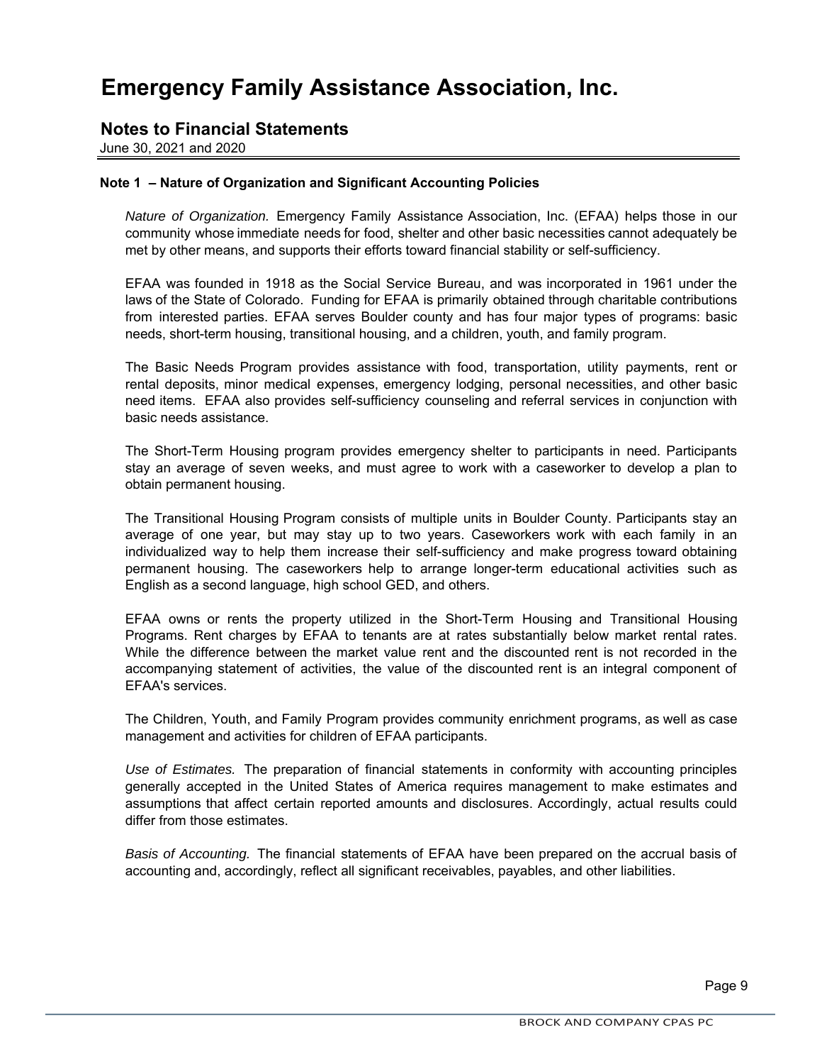# Emergency Family Assistance Association, Inc.

## Notes to Financial Statements

June 30, 2021 and 2020

**Note 1 – Nature of Organization and Significant Accounting Policies**

*Nature of Organization.* Emergency Family Assistance Association, Inc. (EFAA) helps those in our community whose immediate needs for food, shelter and other basic necessities cannot adequately be met by other means, and supports their efforts toward financial stability or self-sufficiency.

EFAA was founded in 1918 as the Social Service Bureau, and was incorporated in 1961 under the laws of the State of Colorado. Funding for EFAA is primarily obtained through charitable contributions from interested parties. EFAA serves Boulder county and has four major types of programs: basic needs, short-term housing, transitional housing, and a children, youth, and family program.

The Basic Needs Program provides assistance with food, transportation, utility payments, rent or rental deposits, minor medical expenses, emergency lodging, personal necessities, and other basic need items. EFAA also provides self-sufficiency counseling and referral services in conjunction with basic needs assistance.

The Short-Term Housing program provides emergency shelter to participants in need. Participants stay an average of seven weeks, and must agree to work with a caseworker to develop a plan to obtain permanent housing.

The Transitional Housing Program consists of multiple units in Boulder County. Participants stay an average of one year, but may stay up to two years. Caseworkers work with each family in an individualized way to help them increase their self-sufficiency and make progress toward obtaining permanent housing. The caseworkers help to arrange longer-term educational activities such as English as a second language, high school GED, and others.

EFAA owns or rents the property utilized in the Short-Term Housing and Transitional Housing Programs. Rent charges by EFAA to tenants are at rates substantially below market rental rates. While the difference between the market value rent and the discounted rent is not recorded in the accompanying statement of activities, the value of the discounted rent is an integral component of EFAA's services.

The Children, Youth, and Family Program provides community enrichment programs, as well as case management and activities for children of EFAA participants.

*Use of Estimates.* The preparation of financial statements in conformity with accounting principles generally accepted in the United States of America requires management to make estimates and assumptions that affect certain reported amounts and disclosures. Accordingly, actual results could differ from those estimates.

*Basis of Accounting.* The financial statements of EFAA have been prepared on the accrual basis of accounting and, accordingly, reflect all significant receivables, payables, and other liabilities.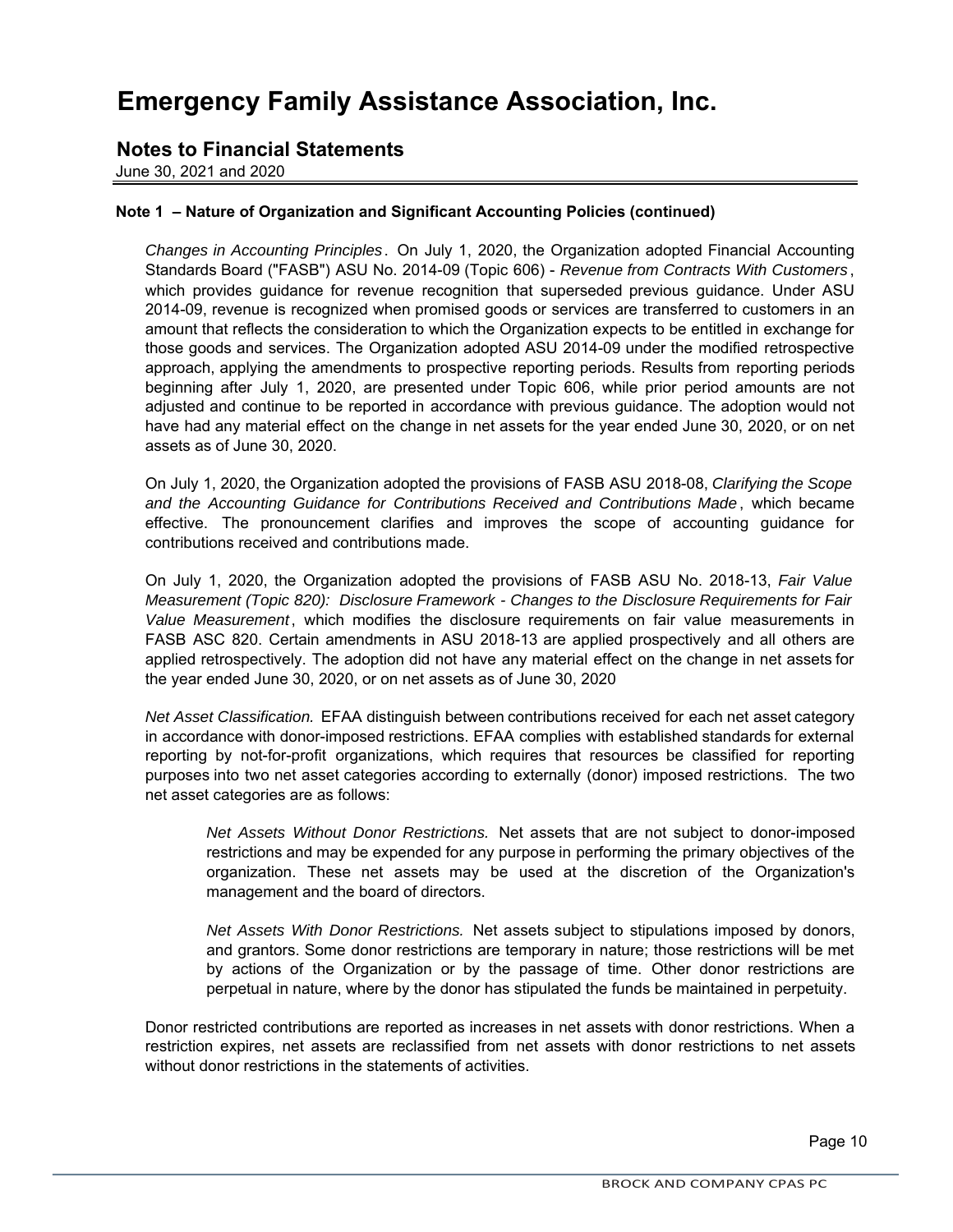# Emergency Family Assistance Association, Inc.

## Notes to Financial Statements

June 30, 2021 and 2020

**Note 1 – Nature of Organization and Significant Accounting Policies (continued)**

*Changes in Accounting Principles*. On July 1, 2020, the Organization adopted Financial Accounting Standards Board ("FASB") ASU No. 2014-09 (Topic 606) - *Revenue from Contracts With Customers*, which provides guidance for revenue recognition that superseded previous guidance. Under ASU 2014-09, revenue is recognized when promised goods or services are transferred to customers in an amount that reflects the consideration to which the Organization expects to be entitled in exchange for those goods and services. The Organization adopted ASU 2014-09 under the modified retrospective approach, applying the amendments to prospective reporting periods. Results from reporting periods beginning after July 1, 2020, are presented under Topic 606, while prior period amounts are not adjusted and continue to be reported in accordance with previous guidance. The adoption would not have had any material effect on the change in net assets for the year ended June 30, 2020, or on net assets as of June 30, 2020.

On July 1, 2020, the Organization adopted the provisions of FASB ASU 2018-08, *Clarifying the Scope and the Accounting Guidance for Contributions Received and Contributions Made*, which became effective. The pronouncement clarifies and improves the scope of accounting guidance for contributions received and contributions made.

On July 1, 2020, the Organization adopted the provisions of FASB ASU No. 2018-13, *Fair Value Measurement (Topic 820): Disclosure Framework - Changes to the Disclosure Requirements for Fair Value Measurement*, which modifies the disclosure requirements on fair value measurements in FASB ASC 820. Certain amendments in ASU 2018-13 are applied prospectively and all others are applied retrospectively. The adoption did not have any material effect on the change in net assets for the year ended June 30, 2020, or on net assets as of June 30, 2020

*Net Asset Classification.* EFAA distinguish between contributions received for each net asset category in accordance with donor-imposed restrictions. EFAA complies with established standards for external reporting by not-for-profit organizations, which requires that resources be classified for reporting purposes into two net asset categories according to externally (donor) imposed restrictions. The two net asset categories are as follows:

> *Net Assets Without Donor Restrictions.* Net assets that are not subject to donor-imposed restrictions and may be expended for any purpose in performing the primary objectives of the organization. These net assets may be used at the discretion of the Organization's management and the board of directors.
>
> *Net Assets With Donor Restrictions.* Net assets subject to stipulations imposed by donors, and grantors. Some donor restrictions are temporary in nature; those restrictions will be met by actions of the Organization or by the passage of time. Other donor restrictions are perpetual in nature, where by the donor has stipulated the funds be maintained in perpetuity.

Donor restricted contributions are reported as increases in net assets with donor restrictions. When a restriction expires, net assets are reclassified from net assets with donor restrictions to net assets without donor restrictions in the statements of activities.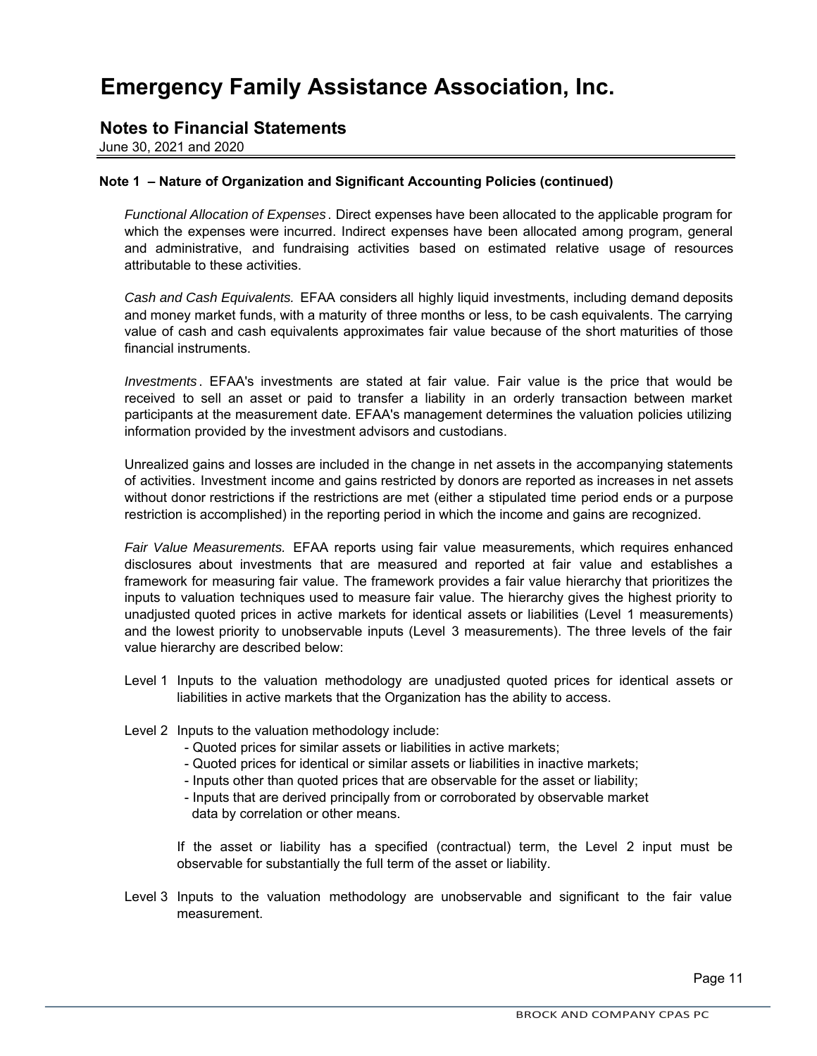# Emergency Family Assistance Association, Inc.

## Notes to Financial Statements

June 30, 2021 and 2020

**Note 1 – Nature of Organization and Significant Accounting Policies (continued)**

*Functional Allocation of Expenses*. Direct expenses have been allocated to the applicable program for which the expenses were incurred. Indirect expenses have been allocated among program, general and administrative, and fundraising activities based on estimated relative usage of resources attributable to these activities.

*Cash and Cash Equivalents.* EFAA considers all highly liquid investments, including demand deposits and money market funds, with a maturity of three months or less, to be cash equivalents. The carrying value of cash and cash equivalents approximates fair value because of the short maturities of those financial instruments.

*Investments*. EFAA's investments are stated at fair value. Fair value is the price that would be received to sell an asset or paid to transfer a liability in an orderly transaction between market participants at the measurement date. EFAA's management determines the valuation policies utilizing information provided by the investment advisors and custodians.

Unrealized gains and losses are included in the change in net assets in the accompanying statements of activities. Investment income and gains restricted by donors are reported as increases in net assets without donor restrictions if the restrictions are met (either a stipulated time period ends or a purpose restriction is accomplished) in the reporting period in which the income and gains are recognized.

*Fair Value Measurements.* EFAA reports using fair value measurements, which requires enhanced disclosures about investments that are measured and reported at fair value and establishes a framework for measuring fair value. The framework provides a fair value hierarchy that prioritizes the inputs to valuation techniques used to measure fair value. The hierarchy gives the highest priority to unadjusted quoted prices in active markets for identical assets or liabilities (Level 1 measurements) and the lowest priority to unobservable inputs (Level 3 measurements). The three levels of the fair value hierarchy are described below:

Level 1 Inputs to the valuation methodology are unadjusted quoted prices for identical assets or liabilities in active markets that the Organization has the ability to access.

Level 2 Inputs to the valuation methodology include:

- Quoted prices for similar assets or liabilities in active markets;
- Quoted prices for identical or similar assets or liabilities in inactive markets;
- Inputs other than quoted prices that are observable for the asset or liability;
- Inputs that are derived principally from or corroborated by observable market data by correlation or other means.

If the asset or liability has a specified (contractual) term, the Level 2 input must be observable for substantially the full term of the asset or liability.

Level 3 Inputs to the valuation methodology are unobservable and significant to the fair value measurement.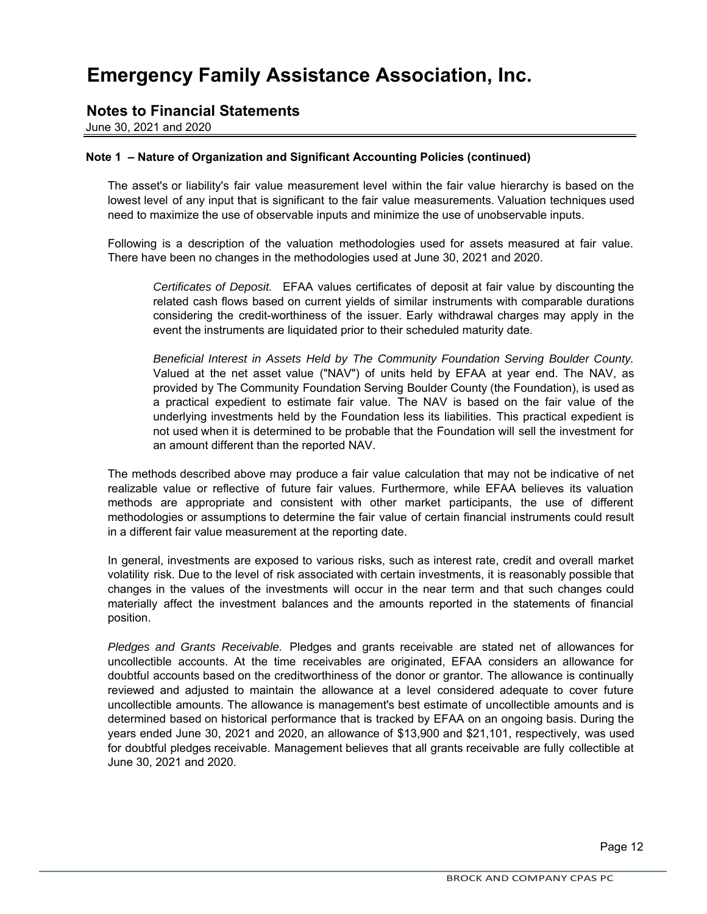# Emergency Family Assistance Association, Inc.

## Notes to Financial Statements

June 30, 2021 and 2020

**Note 1 – Nature of Organization and Significant Accounting Policies (continued)**

The asset's or liability's fair value measurement level within the fair value hierarchy is based on the lowest level of any input that is significant to the fair value measurements. Valuation techniques used need to maximize the use of observable inputs and minimize the use of unobservable inputs.

Following is a description of the valuation methodologies used for assets measured at fair value. There have been no changes in the methodologies used at June 30, 2021 and 2020.

*Certificates of Deposit.* EFAA values certificates of deposit at fair value by discounting the related cash flows based on current yields of similar instruments with comparable durations considering the credit-worthiness of the issuer. Early withdrawal charges may apply in the event the instruments are liquidated prior to their scheduled maturity date.

*Beneficial Interest in Assets Held by The Community Foundation Serving Boulder County.* Valued at the net asset value ("NAV") of units held by EFAA at year end. The NAV, as provided by The Community Foundation Serving Boulder County (the Foundation), is used as a practical expedient to estimate fair value. The NAV is based on the fair value of the underlying investments held by the Foundation less its liabilities. This practical expedient is not used when it is determined to be probable that the Foundation will sell the investment for an amount different than the reported NAV.

The methods described above may produce a fair value calculation that may not be indicative of net realizable value or reflective of future fair values. Furthermore, while EFAA believes its valuation methods are appropriate and consistent with other market participants, the use of different methodologies or assumptions to determine the fair value of certain financial instruments could result in a different fair value measurement at the reporting date.

In general, investments are exposed to various risks, such as interest rate, credit and overall market volatility risk. Due to the level of risk associated with certain investments, it is reasonably possible that changes in the values of the investments will occur in the near term and that such changes could materially affect the investment balances and the amounts reported in the statements of financial position.

*Pledges and Grants Receivable.* Pledges and grants receivable are stated net of allowances for uncollectible accounts. At the time receivables are originated, EFAA considers an allowance for doubtful accounts based on the creditworthiness of the donor or grantor. The allowance is continually reviewed and adjusted to maintain the allowance at a level considered adequate to cover future uncollectible amounts. The allowance is management's best estimate of uncollectible amounts and is determined based on historical performance that is tracked by EFAA on an ongoing basis. During the years ended June 30, 2021 and 2020, an allowance of $13,900 and $21,101, respectively, was used for doubtful pledges receivable. Management believes that all grants receivable are fully collectible at June 30, 2021 and 2020.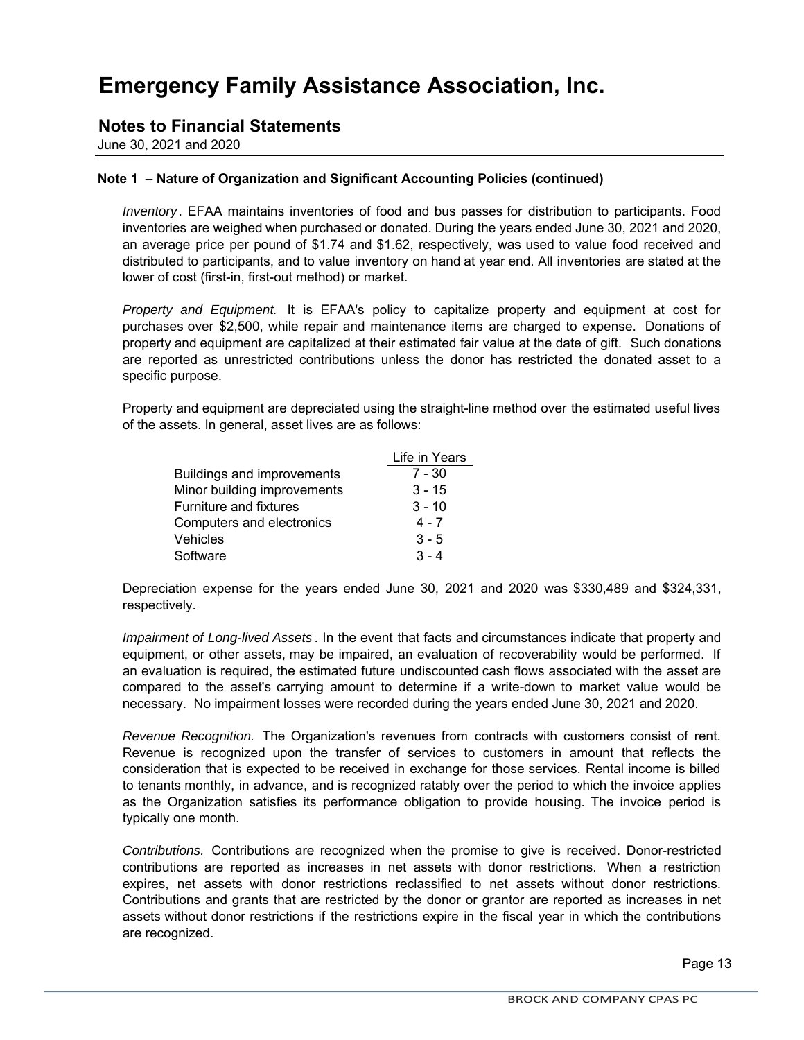# Emergency Family Assistance Association, Inc.

## Notes to Financial Statements

June 30, 2021 and 2020

### Note 1 – Nature of Organization and Significant Accounting Policies (continued)

*Inventory*. EFAA maintains inventories of food and bus passes for distribution to participants. Food inventories are weighed when purchased or donated. During the years ended June 30, 2021 and 2020, an average price per pound of $1.74 and $1.62, respectively, was used to value food received and distributed to participants, and to value inventory on hand at year end. All inventories are stated at the lower of cost (first-in, first-out method) or market.

*Property and Equipment.* It is EFAA's policy to capitalize property and equipment at cost for purchases over $2,500, while repair and maintenance items are charged to expense. Donations of property and equipment are capitalized at their estimated fair value at the date of gift. Such donations are reported as unrestricted contributions unless the donor has restricted the donated asset to a specific purpose.

Property and equipment are depreciated using the straight-line method over the estimated useful lives of the assets. In general, asset lives are as follows:

| | Life in Years |
|---|---|
| Buildings and improvements | 7 - 30 |
| Minor building improvements | 3 - 15 |
| Furniture and fixtures | 3 - 10 |
| Computers and electronics | 4 - 7 |
| Vehicles | 3 - 5 |
| Software | 3 - 4 |

Depreciation expense for the years ended June 30, 2021 and 2020 was $330,489 and $324,331, respectively.

*Impairment of Long-lived Assets*. In the event that facts and circumstances indicate that property and equipment, or other assets, may be impaired, an evaluation of recoverability would be performed. If an evaluation is required, the estimated future undiscounted cash flows associated with the asset are compared to the asset's carrying amount to determine if a write-down to market value would be necessary. No impairment losses were recorded during the years ended June 30, 2021 and 2020.

*Revenue Recognition.* The Organization's revenues from contracts with customers consist of rent. Revenue is recognized upon the transfer of services to customers in amount that reflects the consideration that is expected to be received in exchange for those services. Rental income is billed to tenants monthly, in advance, and is recognized ratably over the period to which the invoice applies as the Organization satisfies its performance obligation to provide housing. The invoice period is typically one month.

*Contributions.* Contributions are recognized when the promise to give is received. Donor-restricted contributions are reported as increases in net assets with donor restrictions. When a restriction expires, net assets with donor restrictions reclassified to net assets without donor restrictions. Contributions and grants that are restricted by the donor or grantor are reported as increases in net assets without donor restrictions if the restrictions expire in the fiscal year in which the contributions are recognized.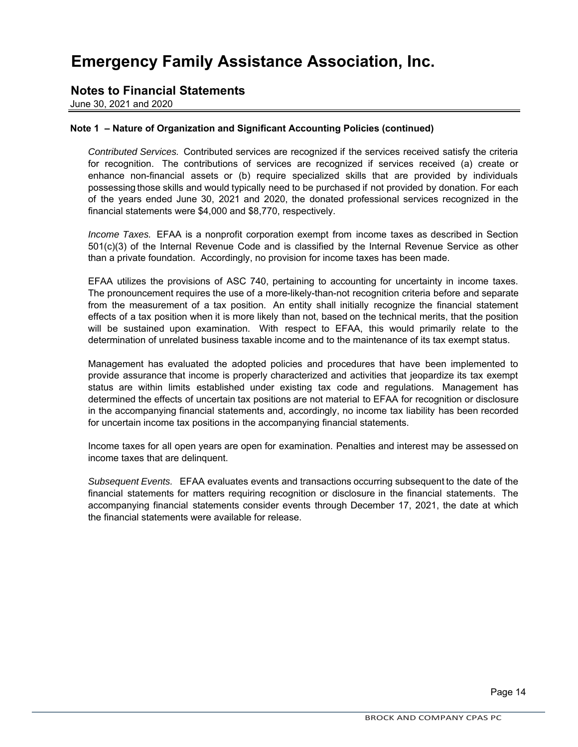# Emergency Family Assistance Association, Inc.

## Notes to Financial Statements

June 30, 2021 and 2020

**Note 1 – Nature of Organization and Significant Accounting Policies (continued)**

*Contributed Services.* Contributed services are recognized if the services received satisfy the criteria for recognition. The contributions of services are recognized if services received (a) create or enhance non-financial assets or (b) require specialized skills that are provided by individuals possessing those skills and would typically need to be purchased if not provided by donation. For each of the years ended June 30, 2021 and 2020, the donated professional services recognized in the financial statements were $4,000 and $8,770, respectively.

*Income Taxes.* EFAA is a nonprofit corporation exempt from income taxes as described in Section 501(c)(3) of the Internal Revenue Code and is classified by the Internal Revenue Service as other than a private foundation. Accordingly, no provision for income taxes has been made.

EFAA utilizes the provisions of ASC 740, pertaining to accounting for uncertainty in income taxes. The pronouncement requires the use of a more-likely-than-not recognition criteria before and separate from the measurement of a tax position. An entity shall initially recognize the financial statement effects of a tax position when it is more likely than not, based on the technical merits, that the position will be sustained upon examination. With respect to EFAA, this would primarily relate to the determination of unrelated business taxable income and to the maintenance of its tax exempt status.

Management has evaluated the adopted policies and procedures that have been implemented to provide assurance that income is properly characterized and activities that jeopardize its tax exempt status are within limits established under existing tax code and regulations. Management has determined the effects of uncertain tax positions are not material to EFAA for recognition or disclosure in the accompanying financial statements and, accordingly, no income tax liability has been recorded for uncertain income tax positions in the accompanying financial statements.

Income taxes for all open years are open for examination. Penalties and interest may be assessed on income taxes that are delinquent.

*Subsequent Events.* EFAA evaluates events and transactions occurring subsequent to the date of the financial statements for matters requiring recognition or disclosure in the financial statements. The accompanying financial statements consider events through December 17, 2021, the date at which the financial statements were available for release.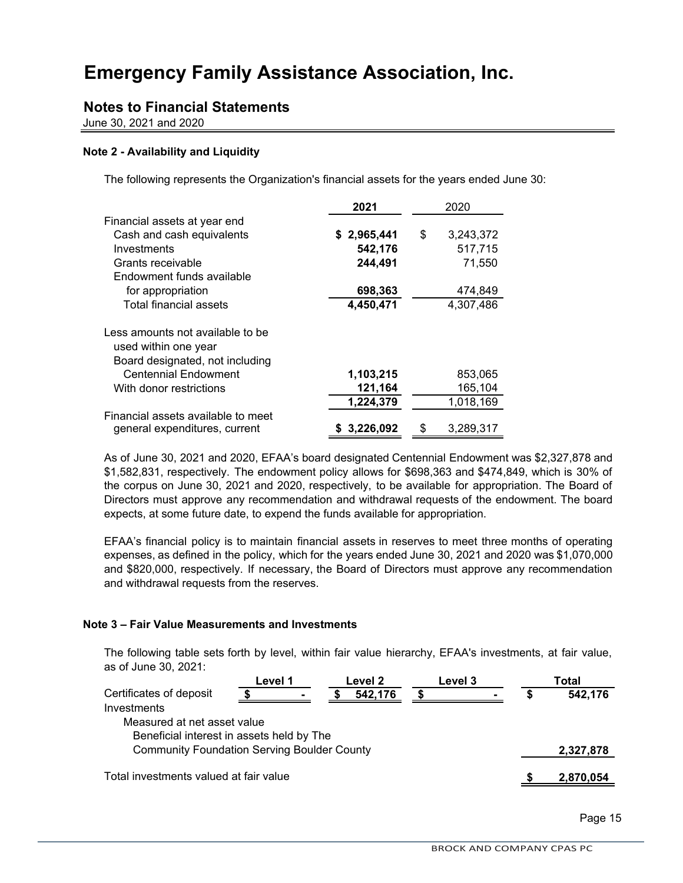# Emergency Family Assistance Association, Inc.

## Notes to Financial Statements

June 30, 2021 and 2020

### Note 2 - Availability and Liquidity

The following represents the Organization's financial assets for the years ended June 30:

| | 2021 | 2020 |
|---|---|---|
| Financial assets at year end | | |
| Cash and cash equivalents | $ 2,965,441 | $ 3,243,372 |
| Investments | 542,176 | 517,715 |
| Grants receivable | 244,491 | 71,550 |
| Endowment funds available for appropriation | 698,363 | 474,849 |
| Total financial assets | 4,450,471 | 4,307,486 |
| Less amounts not available to be used within one year | | |
| Board designated, not including Centennial Endowment | 1,103,215 | 853,065 |
| With donor restrictions | 121,164 | 165,104 |
| | 1,224,379 | 1,018,169 |
| Financial assets available to meet general expenditures, current | $ 3,226,092 | $ 3,289,317 |

As of June 30, 2021 and 2020, EFAA's board designated Centennial Endowment was $2,327,878 and $1,582,831, respectively. The endowment policy allows for $698,363 and $474,849, which is 30% of the corpus on June 30, 2021 and 2020, respectively, to be available for appropriation. The Board of Directors must approve any recommendation and withdrawal requests of the endowment. The board expects, at some future date, to expend the funds available for appropriation.

EFAA's financial policy is to maintain financial assets in reserves to meet three months of operating expenses, as defined in the policy, which for the years ended June 30, 2021 and 2020 was $1,070,000 and $820,000, respectively. If necessary, the Board of Directors must approve any recommendation and withdrawal requests from the reserves.

### Note 3 – Fair Value Measurements and Investments

The following table sets forth by level, within fair value hierarchy, EFAA's investments, at fair value, as of June 30, 2021:

| | Level 1 | Level 2 | Level 3 | Total |
|---|---|---|---|---|
| Certificates of deposit | $ - | $ 542,176 | $ - | $ 542,176 |
| Investments | | | | |
| Measured at net asset value | | | | |
| Beneficial interest in assets held by The Community Foundation Serving Boulder County | | | | 2,327,878 |
| Total investments valued at fair value | | | | $ 2,870,054 |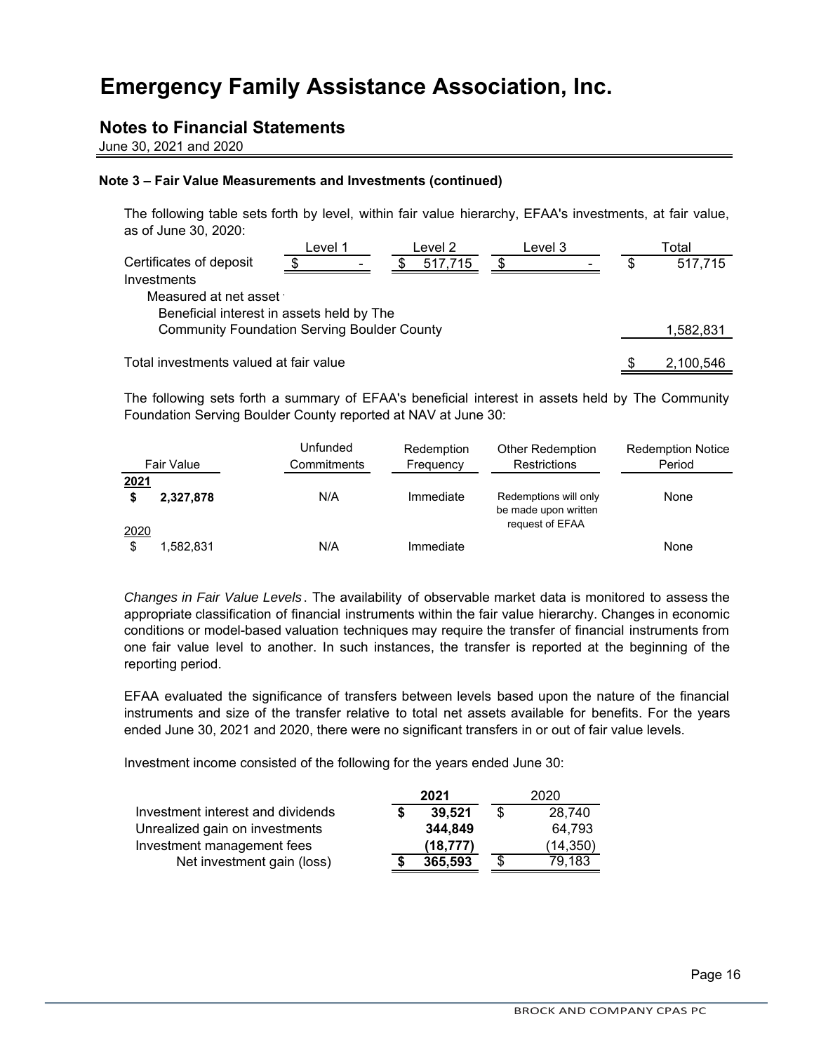# Emergency Family Assistance Association, Inc.

## Notes to Financial Statements

June 30, 2021 and 2020

**Note 3 – Fair Value Measurements and Investments (continued)**

The following table sets forth by level, within fair value hierarchy, EFAA's investments, at fair value, as of June 30, 2020:

| | Level 1 | Level 2 | Level 3 | Total |
|---|---|---|---|---|
| Certificates of deposit | $ - | $ 517,715 | $ - | $ 517,715 |
| Investments | | | | |
| Measured at net asset value | | | | |
| Beneficial interest in assets held by The Community Foundation Serving Boulder County | | | | 1,582,831 |
| Total investments valued at fair value | | | | $ 2,100,546 |

The following sets forth a summary of EFAA's beneficial interest in assets held by The Community Foundation Serving Boulder County reported at NAV at June 30:

| Fair Value | Unfunded Commitments | Redemption Frequency | Other Redemption Restrictions | Redemption Notice Period |
|---|---|---|---|---|
| **2021** | | | | |
| **$ 2,327,878** | N/A | Immediate | Redemptions will only be made upon written request of EFAA | None |
| 2020 | | | | |
| $ 1,582,831 | N/A | Immediate | | None |

*Changes in Fair Value Levels*. The availability of observable market data is monitored to assess the appropriate classification of financial instruments within the fair value hierarchy. Changes in economic conditions or model-based valuation techniques may require the transfer of financial instruments from one fair value level to another. In such instances, the transfer is reported at the beginning of the reporting period.

EFAA evaluated the significance of transfers between levels based upon the nature of the financial instruments and size of the transfer relative to total net assets available for benefits. For the years ended June 30, 2021 and 2020, there were no significant transfers in or out of fair value levels.

Investment income consisted of the following for the years ended June 30:

| | 2021 | 2020 |
|---|---|---|
| Investment interest and dividends | **$ 39,521** | $ 28,740 |
| Unrealized gain on investments | **344,849** | 64,793 |
| Investment management fees | **(18,777)** | (14,350) |
| Net investment gain (loss) | **$ 365,593** | $ 79,183 |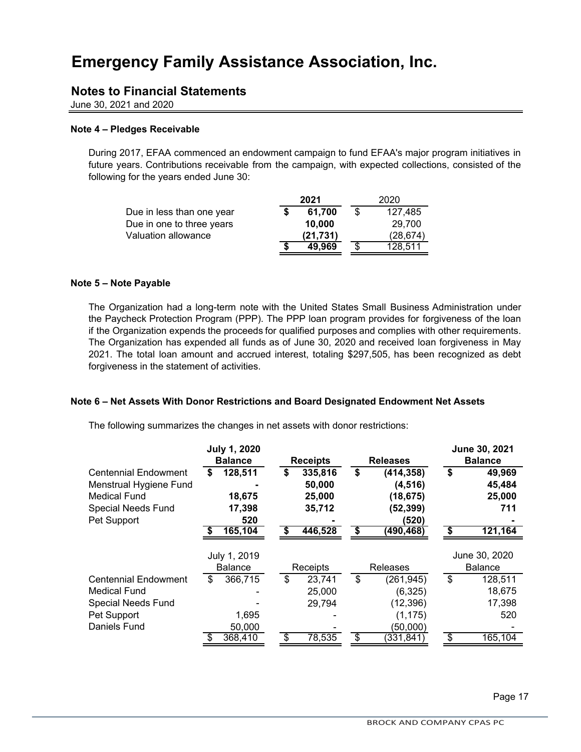# Emergency Family Assistance Association, Inc.

## Notes to Financial Statements

June 30, 2021 and 2020

### Note 4 – Pledges Receivable

During 2017, EFAA commenced an endowment campaign to fund EFAA's major program initiatives in future years. Contributions receivable from the campaign, with expected collections, consisted of the following for the years ended June 30:

| | **2021** | 2020 |
|---|---|---|
| Due in less than one year | **$ 61,700** | $ 127,485 |
| Due in one to three years | **10,000** | 29,700 |
| Valuation allowance | **(21,731)** | (28,674) |
| | **$ 49,969** | $ 128,511 |

### Note 5 – Note Payable

The Organization had a long-term note with the United States Small Business Administration under the Paycheck Protection Program (PPP). The PPP loan program provides for forgiveness of the loan if the Organization expends the proceeds for qualified purposes and complies with other requirements. The Organization has expended all funds as of June 30, 2020 and received loan forgiveness in May 2021. The total loan amount and accrued interest, totaling $297,505, has been recognized as debt forgiveness in the statement of activities.

### Note 6 – Net Assets With Donor Restrictions and Board Designated Endowment Net Assets

The following summarizes the changes in net assets with donor restrictions:

| | **July 1, 2020 Balance** | **Receipts** | **Releases** | **June 30, 2021 Balance** |
|---|---|---|---|---|
| Centennial Endowment | **$ 128,511** | **$ 335,816** | **$ (414,358)** | **$ 49,969** |
| Menstrual Hygiene Fund | **-** | **50,000** | **(4,516)** | **45,484** |
| Medical Fund | **18,675** | **25,000** | **(18,675)** | **25,000** |
| Special Needs Fund | **17,398** | **35,712** | **(52,399)** | **711** |
| Pet Support | **520** | **-** | **(520)** | **-** |
| | **$ 165,104** | **$ 446,528** | **$ (490,468)** | **$ 121,164** |

| | July 1, 2019 Balance | Receipts | Releases | June 30, 2020 Balance |
|---|---|---|---|---|
| Centennial Endowment | $ 366,715 | $ 23,741 | $ (261,945) | $ 128,511 |
| Medical Fund | - | 25,000 | (6,325) | 18,675 |
| Special Needs Fund | - | 29,794 | (12,396) | 17,398 |
| Pet Support | 1,695 | - | (1,175) | 520 |
| Daniels Fund | 50,000 | - | (50,000) | - |
| | $ 368,410 | $ 78,535 | $ (331,841) | $ 165,104 |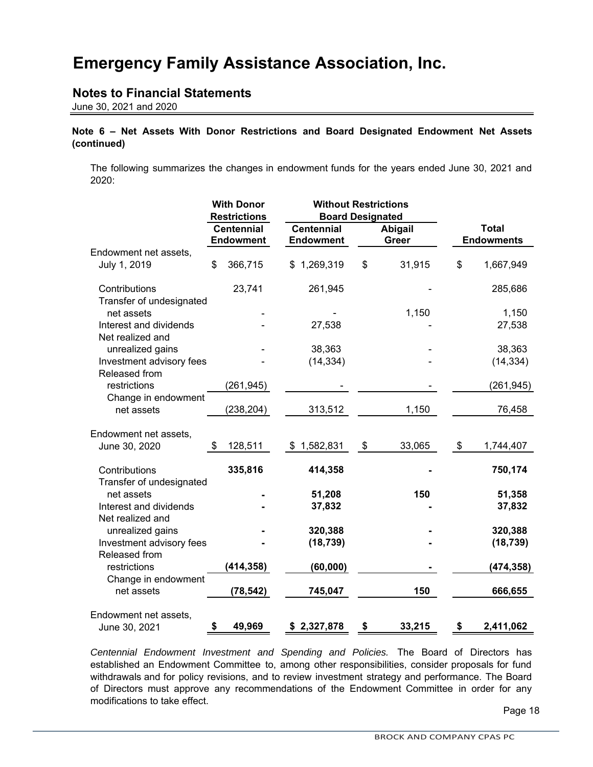# Emergency Family Assistance Association, Inc.

## Notes to Financial Statements

June 30, 2021 and 2020

**Note 6 – Net Assets With Donor Restrictions and Board Designated Endowment Net Assets (continued)**

The following summarizes the changes in endowment funds for the years ended June 30, 2021 and 2020:

| | With Donor Restrictions | Without Restrictions Board Designated | | |
|---|---|---|---|---|
| | Centennial Endowment | Centennial Endowment | Abigail Greer | Total Endowments |
| Endowment net assets, July 1, 2019 | $ 366,715 | $ 1,269,319 | $ 31,915 | $ 1,667,949 |
| Contributions | 23,741 | 261,945 | - | 285,686 |
| Transfer of undesignated net assets | - | - | 1,150 | 1,150 |
| Interest and dividends | - | 27,538 | - | 27,538 |
| Net realized and unrealized gains | - | 38,363 | - | 38,363 |
| Investment advisory fees | - | (14,334) | - | (14,334) |
| Released from restrictions | (261,945) | - | - | (261,945) |
| Change in endowment net assets | (238,204) | 313,512 | 1,150 | 76,458 |
| Endowment net assets, June 30, 2020 | $ 128,511 | $ 1,582,831 | $ 33,065 | $ 1,744,407 |
| Contributions | **335,816** | **414,358** | **-** | **750,174** |
| Transfer of undesignated net assets | **-** | **51,208** | **150** | **51,358** |
| Interest and dividends | **-** | **37,832** | **-** | **37,832** |
| Net realized and unrealized gains | **-** | **320,388** | **-** | **320,388** |
| Investment advisory fees | **-** | **(18,739)** | **-** | **(18,739)** |
| Released from restrictions | **(414,358)** | **(60,000)** | **-** | **(474,358)** |
| Change in endowment net assets | **(78,542)** | **745,047** | **150** | **666,655** |
| Endowment net assets, June 30, 2021 | **$ 49,969** | **$ 2,327,878** | **$ 33,215** | **$ 2,411,062** |

*Centennial Endowment Investment and Spending and Policies.* The Board of Directors has established an Endowment Committee to, among other responsibilities, consider proposals for fund withdrawals and for policy revisions, and to review investment strategy and performance. The Board of Directors must approve any recommendations of the Endowment Committee in order for any modifications to take effect.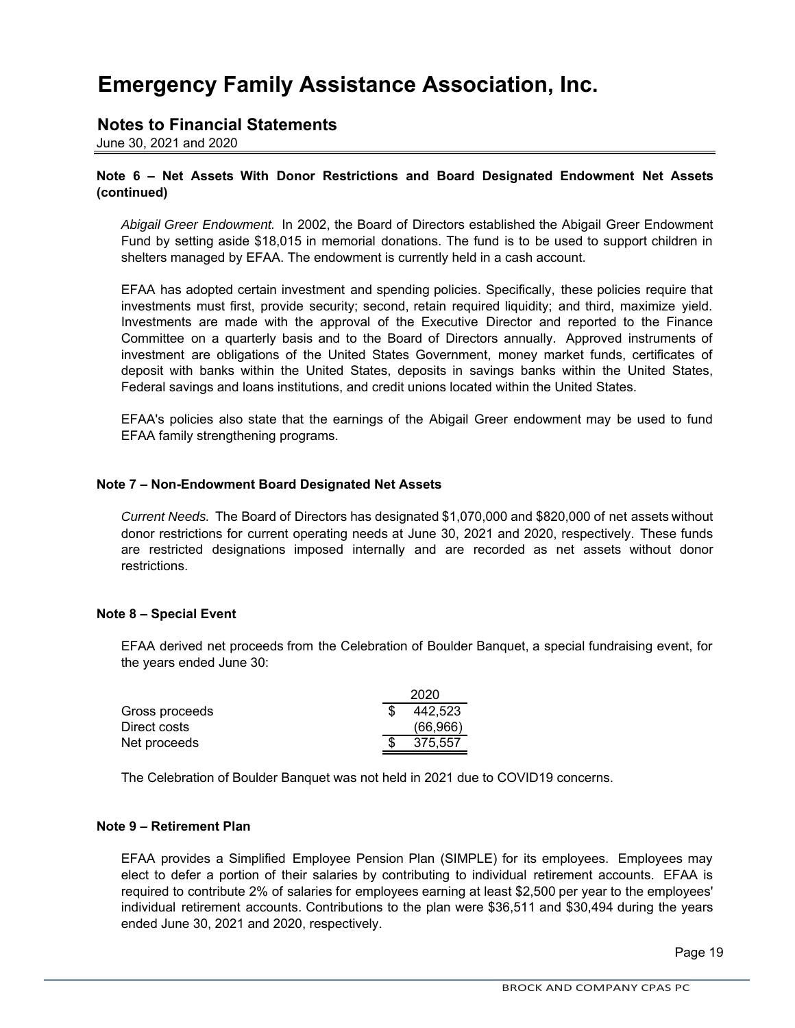# Emergency Family Assistance Association, Inc.

## Notes to Financial Statements

June 30, 2021 and 2020

**Note 6 – Net Assets With Donor Restrictions and Board Designated Endowment Net Assets (continued)**

*Abigail Greer Endowment.* In 2002, the Board of Directors established the Abigail Greer Endowment Fund by setting aside $18,015 in memorial donations. The fund is to be used to support children in shelters managed by EFAA. The endowment is currently held in a cash account.

EFAA has adopted certain investment and spending policies. Specifically, these policies require that investments must first, provide security; second, retain required liquidity; and third, maximize yield. Investments are made with the approval of the Executive Director and reported to the Finance Committee on a quarterly basis and to the Board of Directors annually. Approved instruments of investment are obligations of the United States Government, money market funds, certificates of deposit with banks within the United States, deposits in savings banks within the United States, Federal savings and loans institutions, and credit unions located within the United States.

EFAA's policies also state that the earnings of the Abigail Greer endowment may be used to fund EFAA family strengthening programs.

**Note 7 – Non-Endowment Board Designated Net Assets**

*Current Needs.* The Board of Directors has designated $1,070,000 and $820,000 of net assets without donor restrictions for current operating needs at June 30, 2021 and 2020, respectively. These funds are restricted designations imposed internally and are recorded as net assets without donor restrictions.

**Note 8 – Special Event**

EFAA derived net proceeds from the Celebration of Boulder Banquet, a special fundraising event, for the years ended June 30:

| | 2020 |
|---|---|
| Gross proceeds | $ 442,523 |
| Direct costs | (66,966) |
| Net proceeds | $ 375,557 |

The Celebration of Boulder Banquet was not held in 2021 due to COVID19 concerns.

**Note 9 – Retirement Plan**

EFAA provides a Simplified Employee Pension Plan (SIMPLE) for its employees. Employees may elect to defer a portion of their salaries by contributing to individual retirement accounts. EFAA is required to contribute 2% of salaries for employees earning at least $2,500 per year to the employees' individual retirement accounts. Contributions to the plan were $36,511 and $30,494 during the years ended June 30, 2021 and 2020, respectively.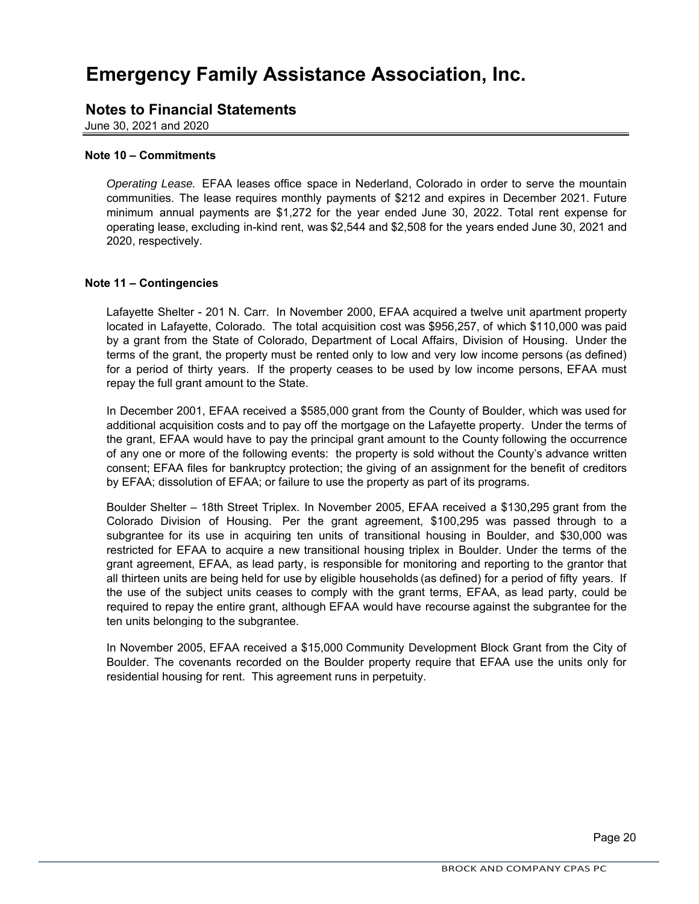# Emergency Family Assistance Association, Inc.

## Notes to Financial Statements

June 30, 2021 and 2020

### Note 10 – Commitments

*Operating Lease.* EFAA leases office space in Nederland, Colorado in order to serve the mountain communities. The lease requires monthly payments of $212 and expires in December 2021. Future minimum annual payments are $1,272 for the year ended June 30, 2022. Total rent expense for operating lease, excluding in-kind rent, was $2,544 and $2,508 for the years ended June 30, 2021 and 2020, respectively.

### Note 11 – Contingencies

Lafayette Shelter - 201 N. Carr. In November 2000, EFAA acquired a twelve unit apartment property located in Lafayette, Colorado. The total acquisition cost was $956,257, of which $110,000 was paid by a grant from the State of Colorado, Department of Local Affairs, Division of Housing. Under the terms of the grant, the property must be rented only to low and very low income persons (as defined) for a period of thirty years. If the property ceases to be used by low income persons, EFAA must repay the full grant amount to the State.

In December 2001, EFAA received a $585,000 grant from the County of Boulder, which was used for additional acquisition costs and to pay off the mortgage on the Lafayette property. Under the terms of the grant, EFAA would have to pay the principal grant amount to the County following the occurrence of any one or more of the following events: the property is sold without the County's advance written consent; EFAA files for bankruptcy protection; the giving of an assignment for the benefit of creditors by EFAA; dissolution of EFAA; or failure to use the property as part of its programs.

Boulder Shelter – 18th Street Triplex. In November 2005, EFAA received a $130,295 grant from the Colorado Division of Housing. Per the grant agreement, $100,295 was passed through to a subgrantee for its use in acquiring ten units of transitional housing in Boulder, and $30,000 was restricted for EFAA to acquire a new transitional housing triplex in Boulder. Under the terms of the grant agreement, EFAA, as lead party, is responsible for monitoring and reporting to the grantor that all thirteen units are being held for use by eligible households (as defined) for a period of fifty years. If the use of the subject units ceases to comply with the grant terms, EFAA, as lead party, could be required to repay the entire grant, although EFAA would have recourse against the subgrantee for the ten units belonging to the subgrantee.

In November 2005, EFAA received a $15,000 Community Development Block Grant from the City of Boulder. The covenants recorded on the Boulder property require that EFAA use the units only for residential housing for rent. This agreement runs in perpetuity.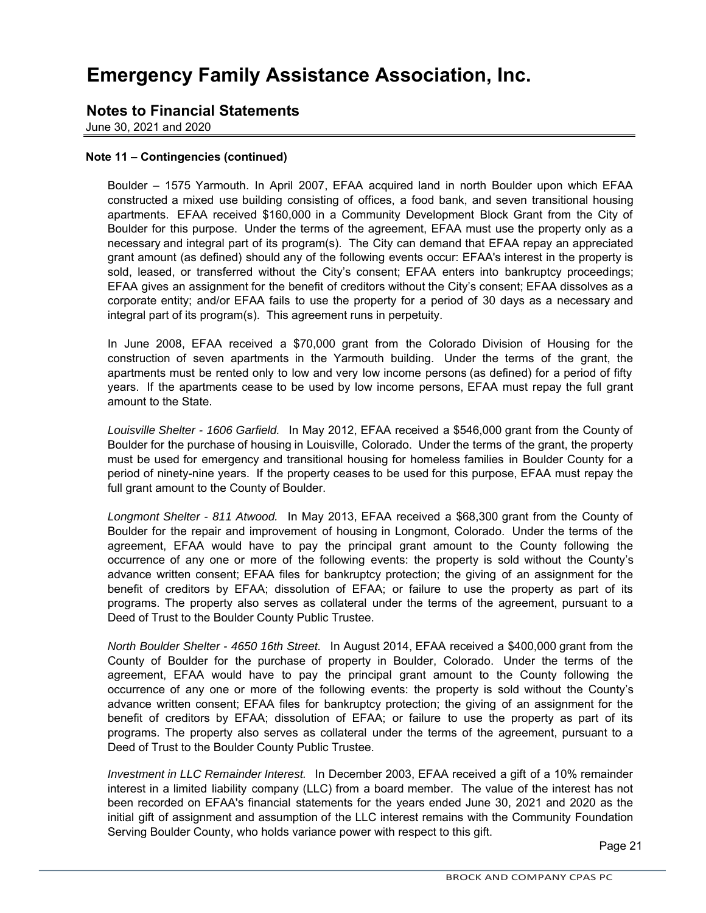# Emergency Family Assistance Association, Inc.

## Notes to Financial Statements

June 30, 2021 and 2020

**Note 11 – Contingencies (continued)**

Boulder – 1575 Yarmouth. In April 2007, EFAA acquired land in north Boulder upon which EFAA constructed a mixed use building consisting of offices, a food bank, and seven transitional housing apartments. EFAA received $160,000 in a Community Development Block Grant from the City of Boulder for this purpose. Under the terms of the agreement, EFAA must use the property only as a necessary and integral part of its program(s). The City can demand that EFAA repay an appreciated grant amount (as defined) should any of the following events occur: EFAA's interest in the property is sold, leased, or transferred without the City's consent; EFAA enters into bankruptcy proceedings; EFAA gives an assignment for the benefit of creditors without the City's consent; EFAA dissolves as a corporate entity; and/or EFAA fails to use the property for a period of 30 days as a necessary and integral part of its program(s). This agreement runs in perpetuity.

In June 2008, EFAA received a $70,000 grant from the Colorado Division of Housing for the construction of seven apartments in the Yarmouth building. Under the terms of the grant, the apartments must be rented only to low and very low income persons (as defined) for a period of fifty years. If the apartments cease to be used by low income persons, EFAA must repay the full grant amount to the State.

*Louisville Shelter - 1606 Garfield.* In May 2012, EFAA received a $546,000 grant from the County of Boulder for the purchase of housing in Louisville, Colorado. Under the terms of the grant, the property must be used for emergency and transitional housing for homeless families in Boulder County for a period of ninety-nine years. If the property ceases to be used for this purpose, EFAA must repay the full grant amount to the County of Boulder.

*Longmont Shelter - 811 Atwood.* In May 2013, EFAA received a $68,300 grant from the County of Boulder for the repair and improvement of housing in Longmont, Colorado. Under the terms of the agreement, EFAA would have to pay the principal grant amount to the County following the occurrence of any one or more of the following events: the property is sold without the County's advance written consent; EFAA files for bankruptcy protection; the giving of an assignment for the benefit of creditors by EFAA; dissolution of EFAA; or failure to use the property as part of its programs. The property also serves as collateral under the terms of the agreement, pursuant to a Deed of Trust to the Boulder County Public Trustee.

*North Boulder Shelter - 4650 16th Street.* In August 2014, EFAA received a $400,000 grant from the County of Boulder for the purchase of property in Boulder, Colorado. Under the terms of the agreement, EFAA would have to pay the principal grant amount to the County following the occurrence of any one or more of the following events: the property is sold without the County's advance written consent; EFAA files for bankruptcy protection; the giving of an assignment for the benefit of creditors by EFAA; dissolution of EFAA; or failure to use the property as part of its programs. The property also serves as collateral under the terms of the agreement, pursuant to a Deed of Trust to the Boulder County Public Trustee.

*Investment in LLC Remainder Interest.* In December 2003, EFAA received a gift of a 10% remainder interest in a limited liability company (LLC) from a board member. The value of the interest has not been recorded on EFAA's financial statements for the years ended June 30, 2021 and 2020 as the initial gift of assignment and assumption of the LLC interest remains with the Community Foundation Serving Boulder County, who holds variance power with respect to this gift.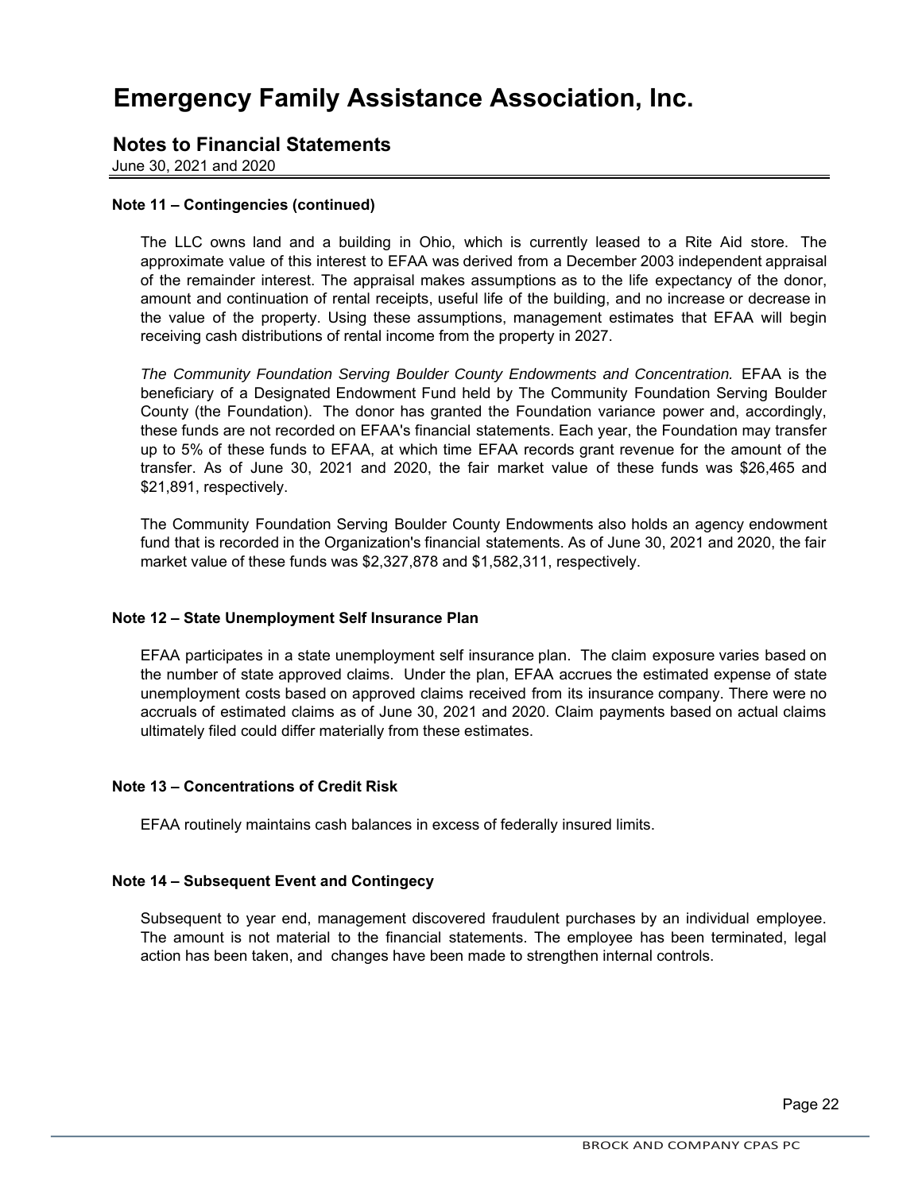# Emergency Family Assistance Association, Inc.

## Notes to Financial Statements

June 30, 2021 and 2020

### Note 11 – Contingencies (continued)

The LLC owns land and a building in Ohio, which is currently leased to a Rite Aid store. The approximate value of this interest to EFAA was derived from a December 2003 independent appraisal of the remainder interest. The appraisal makes assumptions as to the life expectancy of the donor, amount and continuation of rental receipts, useful life of the building, and no increase or decrease in the value of the property. Using these assumptions, management estimates that EFAA will begin receiving cash distributions of rental income from the property in 2027.

*The Community Foundation Serving Boulder County Endowments and Concentration.* EFAA is the beneficiary of a Designated Endowment Fund held by The Community Foundation Serving Boulder County (the Foundation). The donor has granted the Foundation variance power and, accordingly, these funds are not recorded on EFAA's financial statements. Each year, the Foundation may transfer up to 5% of these funds to EFAA, at which time EFAA records grant revenue for the amount of the transfer. As of June 30, 2021 and 2020, the fair market value of these funds was $26,465 and $21,891, respectively.

The Community Foundation Serving Boulder County Endowments also holds an agency endowment fund that is recorded in the Organization's financial statements. As of June 30, 2021 and 2020, the fair market value of these funds was $2,327,878 and $1,582,311, respectively.

### Note 12 – State Unemployment Self Insurance Plan

EFAA participates in a state unemployment self insurance plan. The claim exposure varies based on the number of state approved claims. Under the plan, EFAA accrues the estimated expense of state unemployment costs based on approved claims received from its insurance company. There were no accruals of estimated claims as of June 30, 2021 and 2020. Claim payments based on actual claims ultimately filed could differ materially from these estimates.

### Note 13 – Concentrations of Credit Risk

EFAA routinely maintains cash balances in excess of federally insured limits.

### Note 14 – Subsequent Event and Contingecy

Subsequent to year end, management discovered fraudulent purchases by an individual employee. The amount is not material to the financial statements. The employee has been terminated, legal action has been taken, and changes have been made to strengthen internal controls.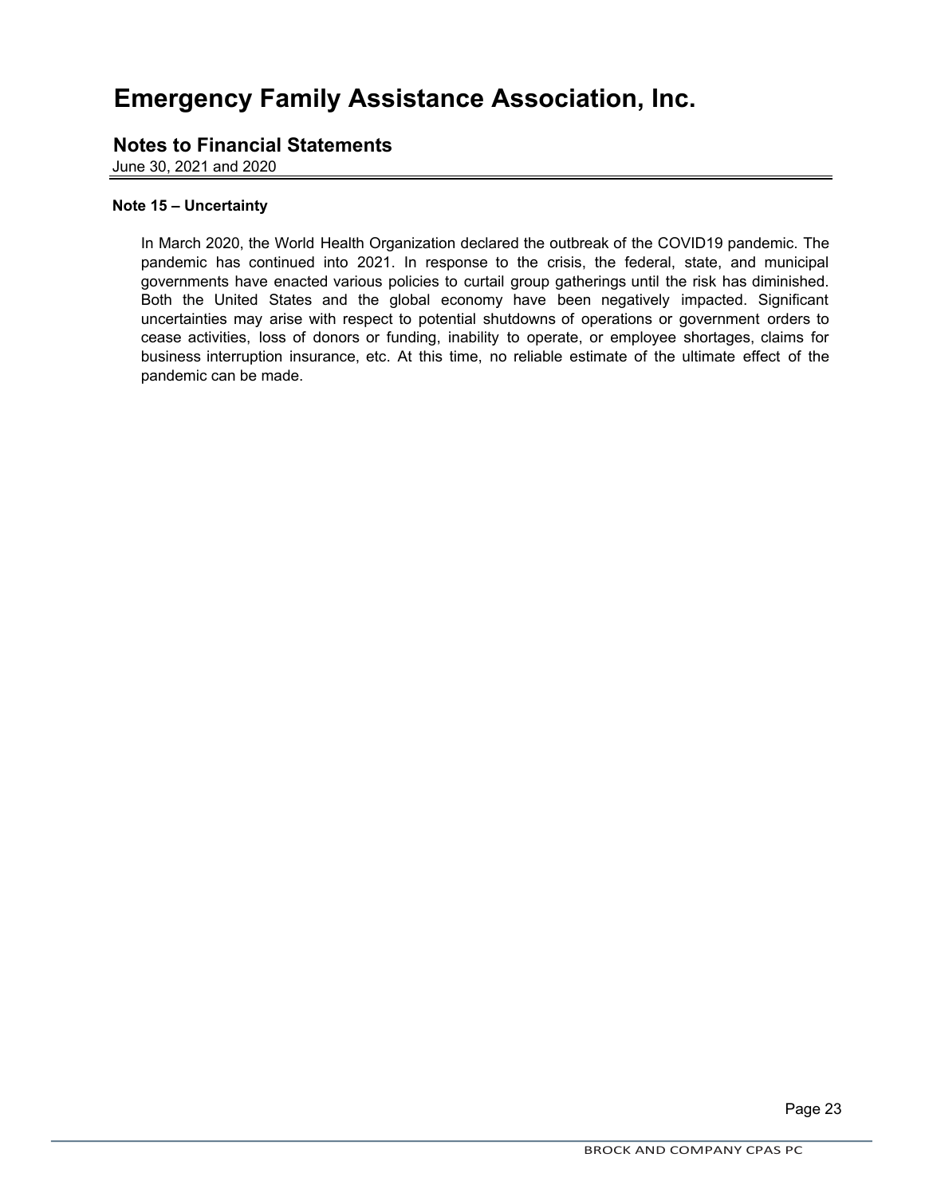# Emergency Family Assistance Association, Inc.

## Notes to Financial Statements

June 30, 2021 and 2020

**Note 15 – Uncertainty**

In March 2020, the World Health Organization declared the outbreak of the COVID19 pandemic. The pandemic has continued into 2021. In response to the crisis, the federal, state, and municipal governments have enacted various policies to curtail group gatherings until the risk has diminished. Both the United States and the global economy have been negatively impacted. Significant uncertainties may arise with respect to potential shutdowns of operations or government orders to cease activities, loss of donors or funding, inability to operate, or employee shortages, claims for business interruption insurance, etc. At this time, no reliable estimate of the ultimate effect of the pandemic can be made.